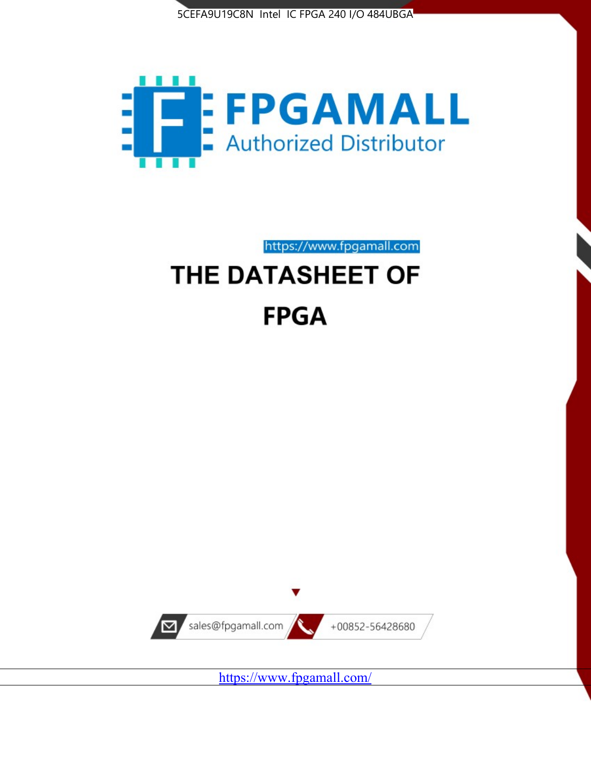5CEFA9U19C8N Intel IC FPGA 240 I/O 484UBGA

FPGAMALL

Authorized Distributor

https://www.fpgamall.com

# THE DATASHEET OF

# FPGA

sales@fpgamall.com

+00852-56428680

https://www.fpgamall.com/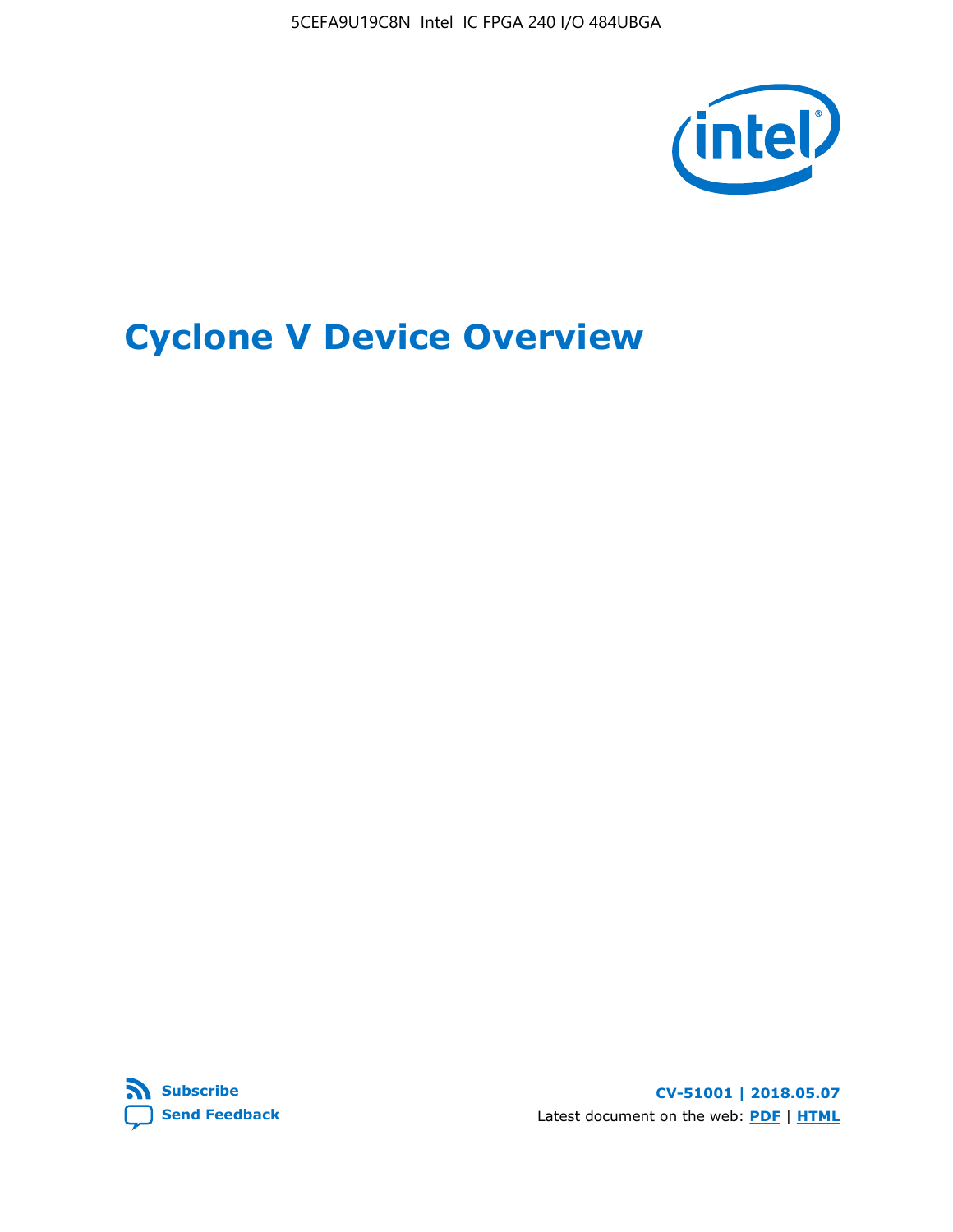# Cyclone V Device Overview

**Subscribe**
**Send Feedback**

**CV-51001 | 2018.05.07**
Latest document on the web: **PDF** | **HTML**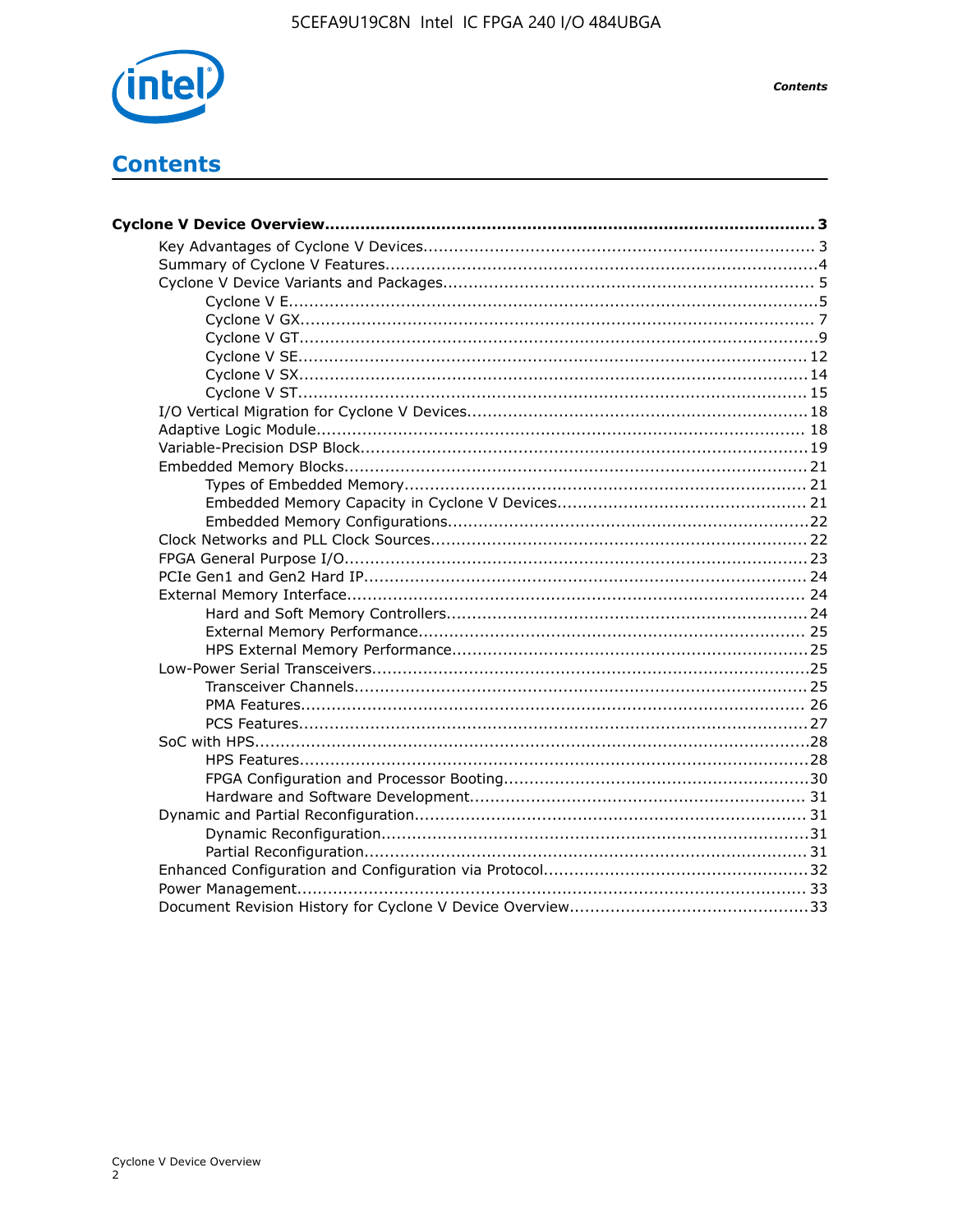# Contents

**Cyclone V Device Overview................................................................................................. 3**

- Key Advantages of Cyclone V Devices............................................................................ 3
- Summary of Cyclone V Features....................................................................................4
- Cyclone V Device Variants and Packages........................................................................ 5
    - Cyclone V E....................................................................................................5
    - Cyclone V GX.................................................................................................. 7
    - Cyclone V GT...................................................................................................9
    - Cyclone V SE.................................................................................................. 12
    - Cyclone V SX.................................................................................................. 14
    - Cyclone V ST.................................................................................................. 15
- I/O Vertical Migration for Cyclone V Devices.................................................................. 18
- Adaptive Logic Module................................................................................................ 18
- Variable-Precision DSP Block.......................................................................................19
- Embedded Memory Blocks.......................................................................................... 21
    - Types of Embedded Memory.............................................................................. 21
    - Embedded Memory Capacity in Cyclone V Devices................................................. 21
    - Embedded Memory Configurations......................................................................22
- Clock Networks and PLL Clock Sources......................................................................... 22
- FPGA General Purpose I/O.......................................................................................... 23
- PCIe Gen1 and Gen2 Hard IP...................................................................................... 24
- External Memory Interface......................................................................................... 24
    - Hard and Soft Memory Controllers......................................................................24
    - External Memory Performance........................................................................... 25
    - HPS External Memory Performance.....................................................................25
- Low-Power Serial Transceivers.....................................................................................25
    - Transceiver Channels........................................................................................25
    - PMA Features.................................................................................................. 26
    - PCS Features...................................................................................................27
- SoC with HPS............................................................................................................28
    - HPS Features...................................................................................................28
    - FPGA Configuration and Processor Booting...........................................................30
    - Hardware and Software Development................................................................. 31
- Dynamic and Partial Reconfiguration............................................................................ 31
    - Dynamic Reconfiguration...................................................................................31
    - Partial Reconfiguration......................................................................................31
- Enhanced Configuration and Configuration via Protocol...................................................32
- Power Management................................................................................................... 33
- Document Revision History for Cyclone V Device Overview...............................................33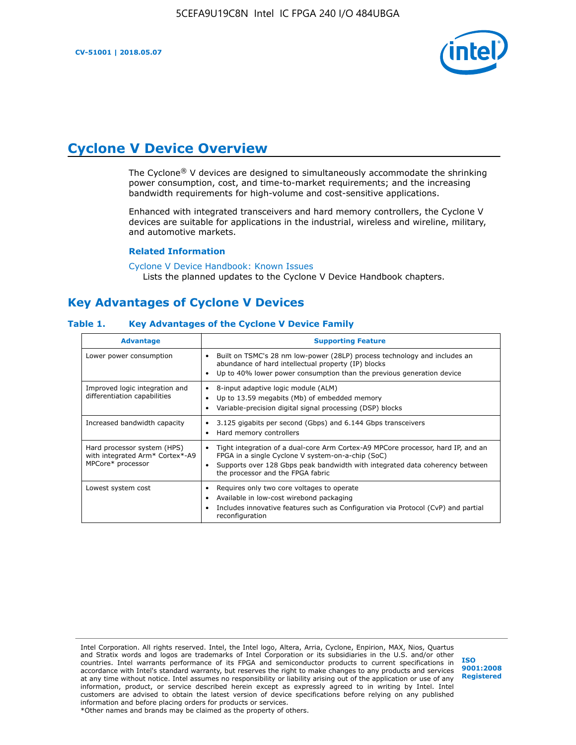# Cyclone V Device Overview

The Cyclone® V devices are designed to simultaneously accommodate the shrinking power consumption, cost, and time-to-market requirements; and the increasing bandwidth requirements for high-volume and cost-sensitive applications.

Enhanced with integrated transceivers and hard memory controllers, the Cyclone V devices are suitable for applications in the industrial, wireless and wireline, military, and automotive markets.

### Related Information

Cyclone V Device Handbook: Known Issues
Lists the planned updates to the Cyclone V Device Handbook chapters.

## Key Advantages of Cyclone V Devices

#### Table 1. Key Advantages of the Cyclone V Device Family

| Advantage | Supporting Feature |
| --- | --- |
| Lower power consumption | • Built on TSMC's 28 nm low-power (28LP) process technology and includes an abundance of hard intellectual property (IP) blocks<br>• Up to 40% lower power consumption than the previous generation device |
| Improved logic integration and differentiation capabilities | • 8-input adaptive logic module (ALM)<br>• Up to 13.59 megabits (Mb) of embedded memory<br>• Variable-precision digital signal processing (DSP) blocks |
| Increased bandwidth capacity | • 3.125 gigabits per second (Gbps) and 6.144 Gbps transceivers<br>• Hard memory controllers |
| Hard processor system (HPS) with integrated Arm* Cortex*-A9 MPCore* processor | • Tight integration of a dual-core Arm Cortex-A9 MPCore processor, hard IP, and an FPGA in a single Cyclone V system-on-a-chip (SoC)<br>• Supports over 128 Gbps peak bandwidth with integrated data coherency between the processor and the FPGA fabric |
| Lowest system cost | • Requires only two core voltages to operate<br>• Available in low-cost wirebond packaging<br>• Includes innovative features such as Configuration via Protocol (CvP) and partial reconfiguration |

Intel Corporation. All rights reserved. Intel, the Intel logo, Altera, Arria, Cyclone, Enpirion, MAX, Nios, Quartus and Stratix words and logos are trademarks of Intel Corporation or its subsidiaries in the U.S. and/or other countries. Intel warrants performance of its FPGA and semiconductor products to current specifications in accordance with Intel's standard warranty, but reserves the right to make changes to any products and services at any time without notice. Intel assumes no responsibility or liability arising out of the application or use of any information, product, or service described herein except as expressly agreed to in writing by Intel. Intel customers are advised to obtain the latest version of device specifications before relying on any published information and before placing orders for products or services.
*Other names and brands may be claimed as the property of others.

ISO 9001:2008 Registered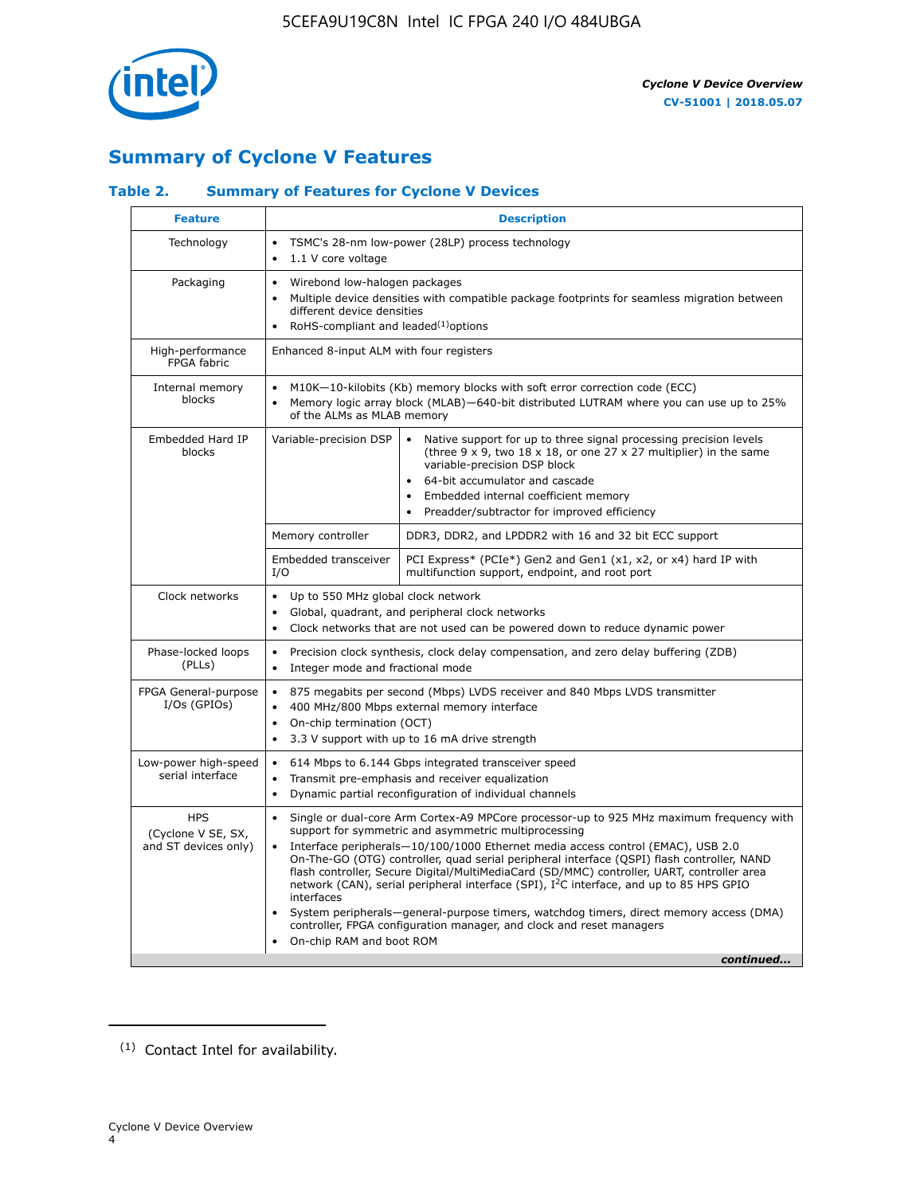## Summary of Cyclone V Features

### Table 2. Summary of Features for Cyclone V Devices

| Feature | Description | |
|---|---|---|
| Technology | • TSMC's 28-nm low-power (28LP) process technology<br>• 1.1 V core voltage | |
| Packaging | • Wirebond low-halogen packages<br>• Multiple device densities with compatible package footprints for seamless migration between different device densities<br>• RoHS-compliant and leaded[(1)] options | |
| High-performance FPGA fabric | Enhanced 8-input ALM with four registers | |
| Internal memory blocks | • M10K—10-kilobits (Kb) memory blocks with soft error correction code (ECC)<br>• Memory logic array block (MLAB)—640-bit distributed LUTRAM where you can use up to 25% of the ALMs as MLAB memory | |
| Embedded Hard IP blocks | Variable-precision DSP | • Native support for up to three signal processing precision levels (three 9 x 9, two 18 x 18, or one 27 x 27 multiplier) in the same variable-precision DSP block<br>• 64-bit accumulator and cascade<br>• Embedded internal coefficient memory<br>• Preadder/subtractor for improved efficiency |
| | Memory controller | DDR3, DDR2, and LPDDR2 with 16 and 32 bit ECC support |
| | Embedded transceiver I/O | PCI Express* (PCIe*) Gen2 and Gen1 (x1, x2, or x4) hard IP with multifunction support, endpoint, and root port |
| Clock networks | • Up to 550 MHz global clock network<br>• Global, quadrant, and peripheral clock networks<br>• Clock networks that are not used can be powered down to reduce dynamic power | |
| Phase-locked loops (PLLs) | • Precision clock synthesis, clock delay compensation, and zero delay buffering (ZDB)<br>• Integer mode and fractional mode | |
| FPGA General-purpose I/Os (GPIOs) | • 875 megabits per second (Mbps) LVDS receiver and 840 Mbps LVDS transmitter<br>• 400 MHz/800 Mbps external memory interface<br>• On-chip termination (OCT)<br>• 3.3 V support with up to 16 mA drive strength | |
| Low-power high-speed serial interface | • 614 Mbps to 6.144 Gbps integrated transceiver speed<br>• Transmit pre-emphasis and receiver equalization<br>• Dynamic partial reconfiguration of individual channels | |
| HPS (Cyclone V SE, SX, and ST devices only) | • Single or dual-core Arm Cortex-A9 MPCore processor-up to 925 MHz maximum frequency with support for symmetric and asymmetric multiprocessing<br>• Interface peripherals—10/100/1000 Ethernet media access control (EMAC), USB 2.0 On-The-GO (OTG) controller, quad serial peripheral interface (QSPI) flash controller, NAND flash controller, Secure Digital/MultiMediaCard (SD/MMC) controller, UART, controller area network (CAN), serial peripheral interface (SPI), $I^2C$ interface, and up to 85 HPS GPIO interfaces<br>• System peripherals—general-purpose timers, watchdog timers, direct memory access (DMA) controller, FPGA configuration manager, and clock and reset managers<br>• On-chip RAM and boot ROM | |

*continued...*

(1) Contact Intel for availability.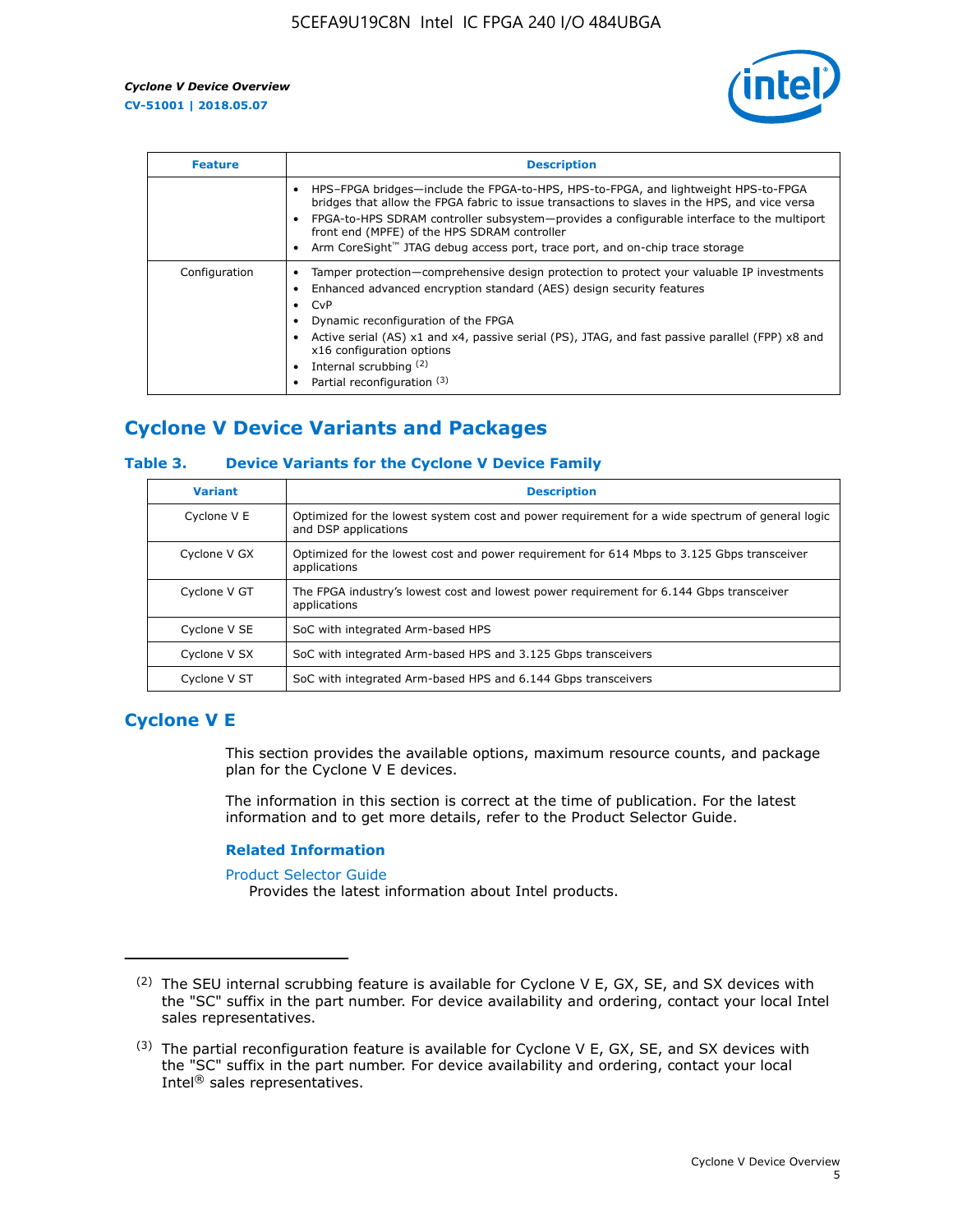| Feature | Description |
| --- | --- |
| | • HPS–FPGA bridges—include the FPGA-to-HPS, HPS-to-FPGA, and lightweight HPS-to-FPGA bridges that allow the FPGA fabric to issue transactions to slaves in the HPS, and vice versa<br>• FPGA-to-HPS SDRAM controller subsystem—provides a configurable interface to the multiport front end (MPFE) of the HPS SDRAM controller<br>• Arm CoreSight™ JTAG debug access port, trace port, and on-chip trace storage |
| Configuration | • Tamper protection—comprehensive design protection to protect your valuable IP investments<br>• Enhanced advanced encryption standard (AES) design security features<br>• CvP<br>• Dynamic reconfiguration of the FPGA<br>• Active serial (AS) x1 and x4, passive serial (PS), JTAG, and fast passive parallel (FPP) x8 and x16 configuration options<br>• Internal scrubbing (2)<br>• Partial reconfiguration (3) |

## Cyclone V Device Variants and Packages

### Table 3. Device Variants for the Cyclone V Device Family

| Variant | Description |
| --- | --- |
| Cyclone V E | Optimized for the lowest system cost and power requirement for a wide spectrum of general logic and DSP applications |
| Cyclone V GX | Optimized for the lowest cost and power requirement for 614 Mbps to 3.125 Gbps transceiver applications |
| Cyclone V GT | The FPGA industry's lowest cost and lowest power requirement for 6.144 Gbps transceiver applications |
| Cyclone V SE | SoC with integrated Arm-based HPS |
| Cyclone V SX | SoC with integrated Arm-based HPS and 3.125 Gbps transceivers |
| Cyclone V ST | SoC with integrated Arm-based HPS and 6.144 Gbps transceivers |

## Cyclone V E

This section provides the available options, maximum resource counts, and package plan for the Cyclone V E devices.

The information in this section is correct at the time of publication. For the latest information and to get more details, refer to the Product Selector Guide.

#### Related Information

Product Selector Guide
Provides the latest information about Intel products.

---

(2) The SEU internal scrubbing feature is available for Cyclone V E, GX, SE, and SX devices with the "SC" suffix in the part number. For device availability and ordering, contact your local Intel sales representatives.

(3) The partial reconfiguration feature is available for Cyclone V E, GX, SE, and SX devices with the "SC" suffix in the part number. For device availability and ordering, contact your local Intel® sales representatives.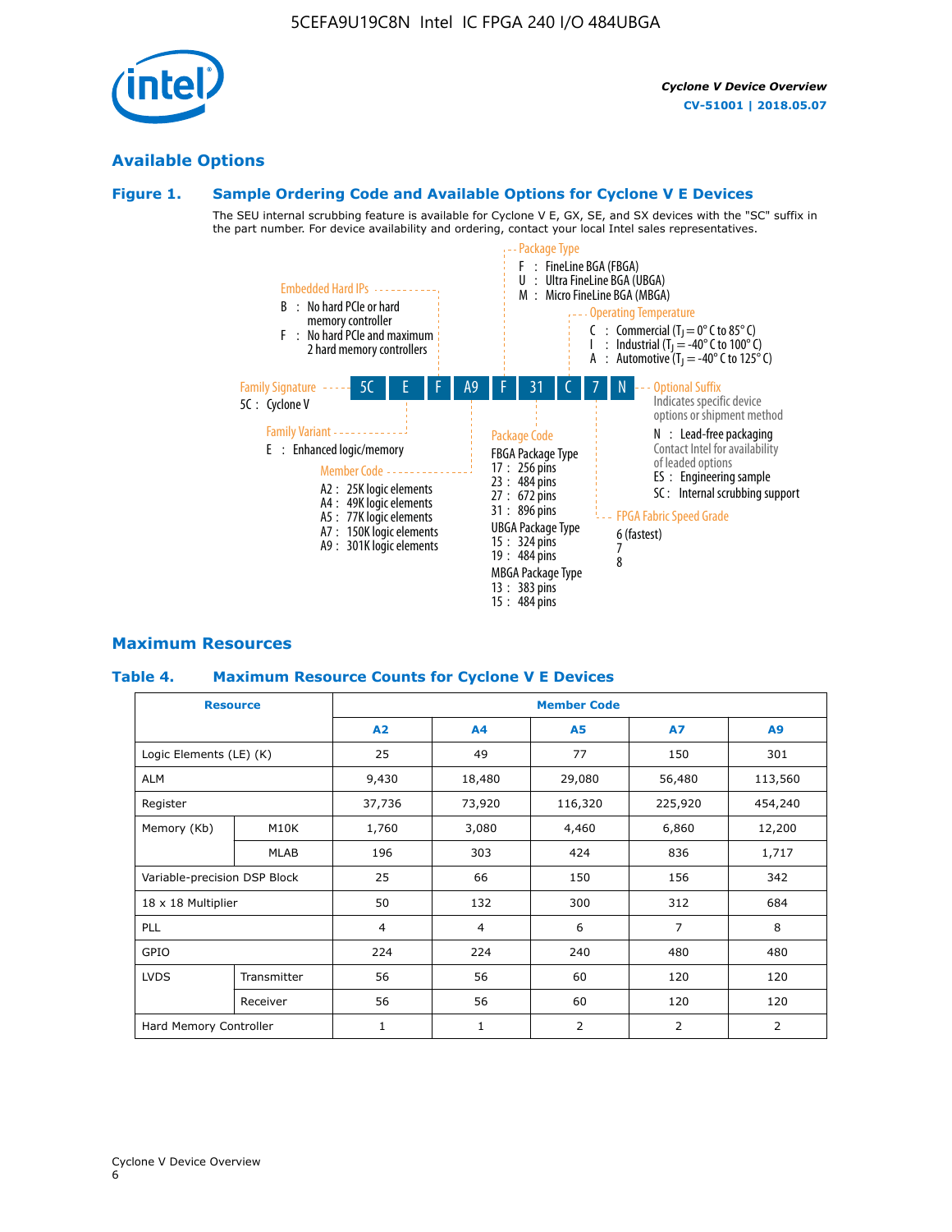## Available Options

### Figure 1. Sample Ordering Code and Available Options for Cyclone V E Devices

The SEU internal scrubbing feature is available for Cyclone V E, GX, SE, and SX devices with the "SC" suffix in the part number. For device availability and ordering, contact your local Intel sales representatives.

5C E F A9 F 31 C 7 N

Family Signature
5C : Cyclone V

Family Variant
E : Enhanced logic/memory

Embedded Hard IPs
B : No hard PCIe or hard memory controller
F : No hard PCIe and maximum 2 hard memory controllers

Member Code
A2 : 25K logic elements
A4 : 49K logic elements
A5 : 77K logic elements
A7 : 150K logic elements
A9 : 301K logic elements

Package Type
F : FineLine BGA (FBGA)
U : Ultra FineLine BGA (UBGA)
M : Micro FineLine BGA (MBGA)

Package Code
FBGA Package Type
17 : 256 pins
23 : 484 pins
27 : 672 pins
31 : 896 pins
UBGA Package Type
15 : 324 pins
19 : 484 pins
MBGA Package Type
13 : 383 pins
15 : 484 pins

Operating Temperature
C : Commercial ($T_J$ = 0° C to 85° C)
I : Industrial ($T_J$ = -40° C to 100° C)
A : Automotive ($T_J$ = -40° C to 125° C)

FPGA Fabric Speed Grade
6 (fastest)
7
8

Optional Suffix
Indicates specific device options or shipment method
N : Lead-free packaging
Contact Intel for availability of leaded options
ES : Engineering sample
SC : Internal scrubbing support

## Maximum Resources

### Table 4. Maximum Resource Counts for Cyclone V E Devices

| Resource | | Member Code | | | | |
|---|---|---|---|---|---|---|
| | | A2 | A4 | A5 | A7 | A9 |
| Logic Elements (LE) (K) | | 25 | 49 | 77 | 150 | 301 |
| ALM | | 9,430 | 18,480 | 29,080 | 56,480 | 113,560 |
| Register | | 37,736 | 73,920 | 116,320 | 225,920 | 454,240 |
| Memory (Kb) | M10K | 1,760 | 3,080 | 4,460 | 6,860 | 12,200 |
| | MLAB | 196 | 303 | 424 | 836 | 1,717 |
| Variable-precision DSP Block | | 25 | 66 | 150 | 156 | 342 |
| 18 x 18 Multiplier | | 50 | 132 | 300 | 312 | 684 |
| PLL | | 4 | 4 | 6 | 7 | 8 |
| GPIO | | 224 | 224 | 240 | 480 | 480 |
| LVDS | Transmitter | 56 | 56 | 60 | 120 | 120 |
| | Receiver | 56 | 56 | 60 | 120 | 120 |
| Hard Memory Controller | | 1 | 1 | 2 | 2 | 2 |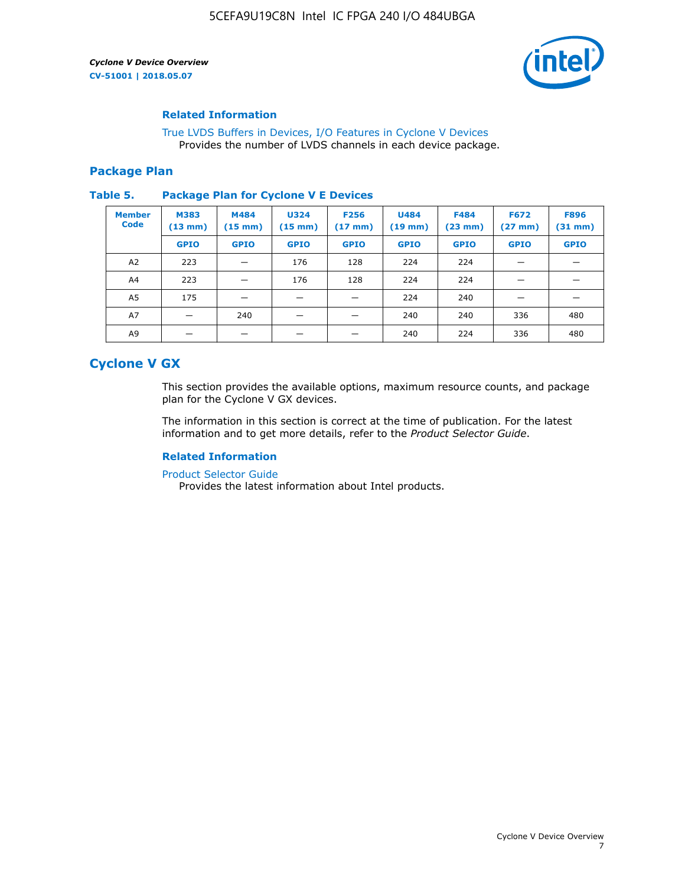### Related Information

True LVDS Buffers in Devices, I/O Features in Cyclone V Devices
Provides the number of LVDS channels in each device package.

## Package Plan

**Table 5. Package Plan for Cyclone V E Devices**

| Member Code | M383 (13 mm) | M484 (15 mm) | U324 (15 mm) | F256 (17 mm) | U484 (19 mm) | F484 (23 mm) | F672 (27 mm) | F896 (31 mm) |
|---|---|---|---|---|---|---|---|---|
| | GPIO | GPIO | GPIO | GPIO | GPIO | GPIO | GPIO | GPIO |
| A2 | 223 | — | 176 | 128 | 224 | 224 | — | — |
| A4 | 223 | — | 176 | 128 | 224 | 224 | — | — |
| A5 | 175 | — | — | — | 224 | 240 | — | — |
| A7 | — | 240 | — | — | 240 | 240 | 336 | 480 |
| A9 | — | — | — | — | 240 | 224 | 336 | 480 |

# Cyclone V GX

This section provides the available options, maximum resource counts, and package plan for the Cyclone V GX devices.

The information in this section is correct at the time of publication. For the latest information and to get more details, refer to the *Product Selector Guide*.

### Related Information

Product Selector Guide
Provides the latest information about Intel products.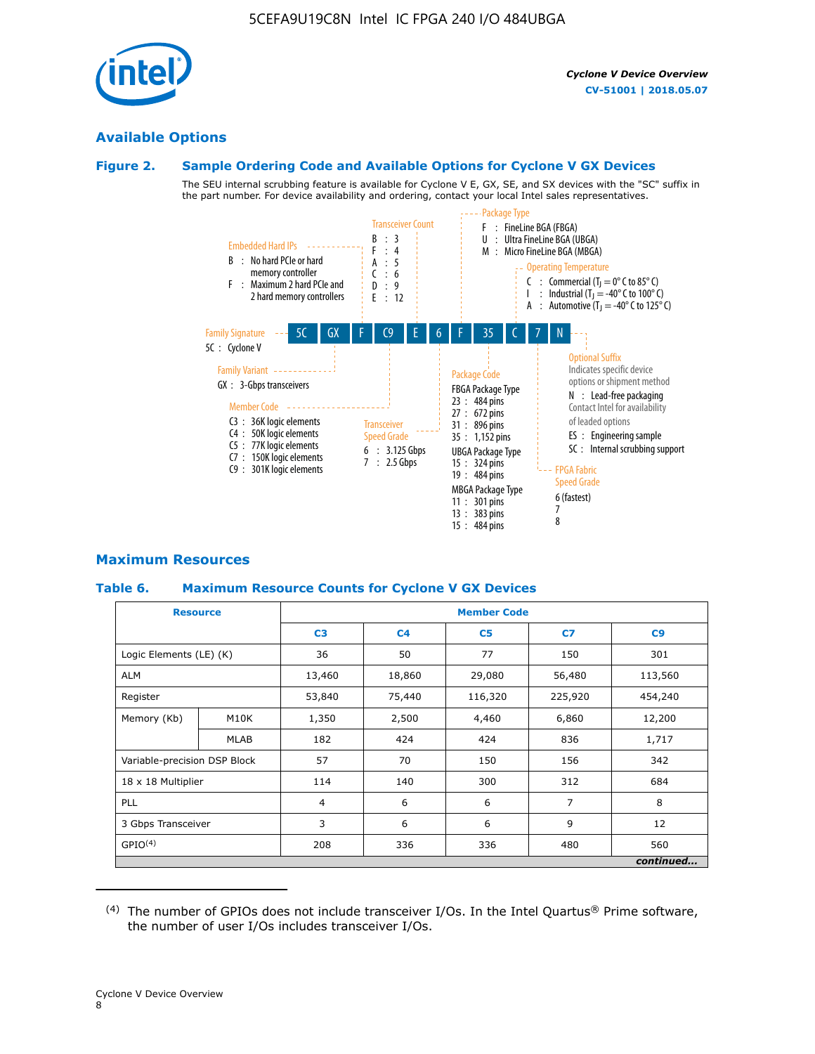## Available Options

### Figure 2. Sample Ordering Code and Available Options for Cyclone V GX Devices

The SEU internal scrubbing feature is available for Cyclone V E, GX, SE, and SX devices with the "SC" suffix in the part number. For device availability and ordering, contact your local Intel sales representatives.

5C GX F C9 E 6 F 35 C 7 N

Family Signature
5C : Cyclone V

Family Variant
GX : 3-Gbps transceivers

Member Code
C3 : 36K logic elements
C4 : 50K logic elements
C5 : 77K logic elements
C7 : 150K logic elements
C9 : 301K logic elements

Embedded Hard IPs
B : No hard PCIe or hard memory controller
F : Maximum 2 hard PCIe and 2 hard memory controllers

Transceiver Count
B : 3
F : 4
A : 5
C : 6
D : 9
E : 12

Transceiver Speed Grade
6 : 3.125 Gbps
7 : 2.5 Gbps

Package Type
F : FineLine BGA (FBGA)
U : Ultra FineLine BGA (UBGA)
M : Micro FineLine BGA (MBGA)

Package Code
FBGA Package Type
23 : 484 pins
27 : 672 pins
31 : 896 pins
35 : 1,152 pins
UBGA Package Type
15 : 324 pins
19 : 484 pins
MBGA Package Type
11 : 301 pins
13 : 383 pins
15 : 484 pins

Operating Temperature
C : Commercial ($T_J$ = 0° C to 85° C)
I : Industrial ($T_J$ = -40° C to 100° C)
A : Automotive ($T_J$ = -40° C to 125° C)

FPGA Fabric Speed Grade
6 (fastest)
7
8

Optional Suffix
Indicates specific device options or shipment method
N : Lead-free packaging
Contact Intel for availability of leaded options
ES : Engineering sample
SC : Internal scrubbing support

## Maximum Resources

### Table 6. Maximum Resource Counts for Cyclone V GX Devices

| Resource | | Member Code | | | | |
|---|---|---|---|---|---|---|
| | | C3 | C4 | C5 | C7 | C9 |
| Logic Elements (LE) (K) | | 36 | 50 | 77 | 150 | 301 |
| ALM | | 13,460 | 18,860 | 29,080 | 56,480 | 113,560 |
| Register | | 53,840 | 75,440 | 116,320 | 225,920 | 454,240 |
| Memory (Kb) | M10K | 1,350 | 2,500 | 4,460 | 6,860 | 12,200 |
| | MLAB | 182 | 424 | 424 | 836 | 1,717 |
| Variable-precision DSP Block | | 57 | 70 | 150 | 156 | 342 |
| 18 x 18 Multiplier | | 114 | 140 | 300 | 312 | 684 |
| PLL | | 4 | 6 | 6 | 7 | 8 |
| 3 Gbps Transceiver | | 3 | 6 | 6 | 9 | 12 |
| GPIO[4] | | 208 | 336 | 336 | 480 | 560 |

*continued...*

(4) The number of GPIOs does not include transceiver I/Os. In the Intel Quartus® Prime software, the number of user I/Os includes transceiver I/Os.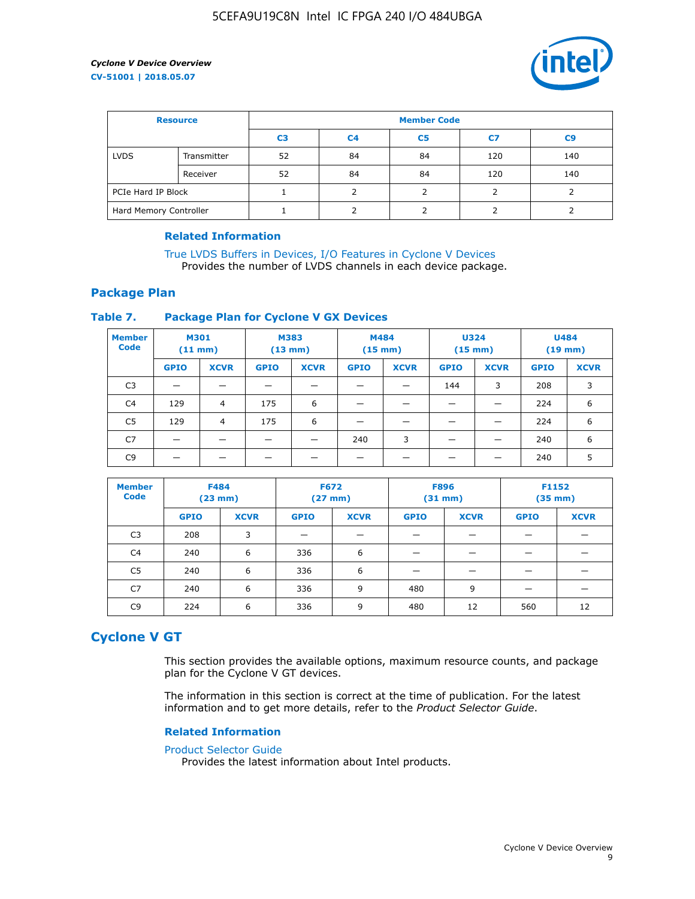| Resource | | Member Code | | | | |
|---|---|---|---|---|---|---|
| | | C3 | C4 | C5 | C7 | C9 |
| LVDS | Transmitter | 52 | 84 | 84 | 120 | 140 |
| | Receiver | 52 | 84 | 84 | 120 | 140 |
| PCIe Hard IP Block | | 1 | 2 | 2 | 2 | 2 |
| Hard Memory Controller | | 1 | 2 | 2 | 2 | 2 |

**Related Information**

True LVDS Buffers in Devices, I/O Features in Cyclone V Devices
Provides the number of LVDS channels in each device package.

## Package Plan

**Table 7. Package Plan for Cyclone V GX Devices**

| Member Code | M301 (11 mm) | | M383 (13 mm) | | M484 (15 mm) | | U324 (15 mm) | | U484 (19 mm) | |
|---|---|---|---|---|---|---|---|---|---|---|
| | GPIO | XCVR | GPIO | XCVR | GPIO | XCVR | GPIO | XCVR | GPIO | XCVR |
| C3 | — | — | — | — | — | — | 144 | 3 | 208 | 3 |
| C4 | 129 | 4 | 175 | 6 | — | — | — | — | 224 | 6 |
| C5 | 129 | 4 | 175 | 6 | — | — | — | — | 224 | 6 |
| C7 | — | — | — | — | 240 | 3 | — | — | 240 | 6 |
| C9 | — | — | — | — | — | — | — | — | 240 | 5 |

| Member Code | F484 (23 mm) | | F672 (27 mm) | | F896 (31 mm) | | F1152 (35 mm) | |
|---|---|---|---|---|---|---|---|---|
| | GPIO | XCVR | GPIO | XCVR | GPIO | XCVR | GPIO | XCVR |
| C3 | 208 | 3 | — | — | — | — | — | — |
| C4 | 240 | 6 | 336 | 6 | — | — | — | — |
| C5 | 240 | 6 | 336 | 6 | — | — | — | — |
| C7 | 240 | 6 | 336 | 9 | 480 | 9 | — | — |
| C9 | 224 | 6 | 336 | 9 | 480 | 12 | 560 | 12 |

# Cyclone V GT

This section provides the available options, maximum resource counts, and package plan for the Cyclone V GT devices.

The information in this section is correct at the time of publication. For the latest information and to get more details, refer to the *Product Selector Guide*.

**Related Information**

Product Selector Guide
Provides the latest information about Intel products.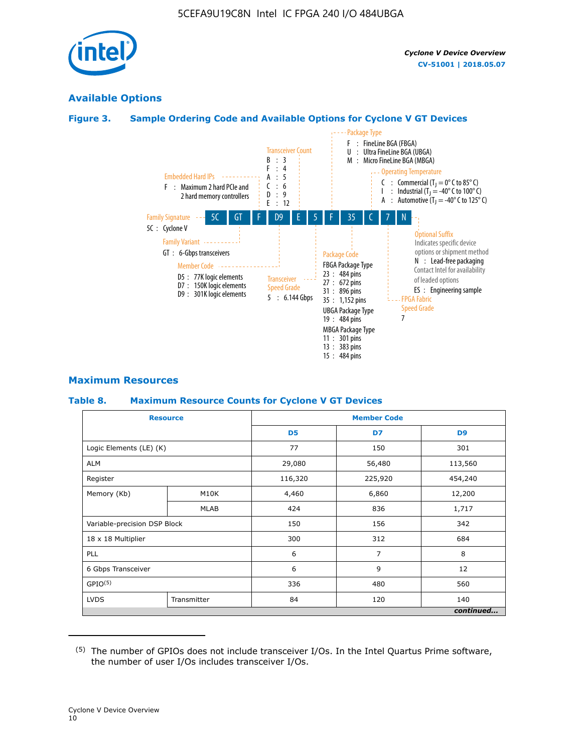## Available Options

### Figure 3. Sample Ordering Code and Available Options for Cycline V GT Devices

Family Signature
5C : Cyclone V

Family Variant
GT : 6-Gbps transceivers

Member Code
D5 : 77K logic elements
D7 : 150K logic elements
D9 : 301K logic elements

Embedded Hard IPs
F : Maximum 2 hard PCIe and 2 hard memory controllers

Transceiver Count
B : 3
F : 4
A : 5
C : 6
D : 9
E : 12

Transceiver Speed Grade
5 : 6.144 Gbps

Package Type
F : FineLine BGA (FBGA)
U : Ultra FineLine BGA (UBGA)
M : Micro FineLine BGA (MBGA)

Package Code
FBGA Package Type
23 : 484 pins
27 : 672 pins
31 : 896 pins
35 : 1,152 pins
UBGA Package Type
19 : 484 pins
MBGA Package Type
11 : 301 pins
13 : 383 pins
15 : 484 pins

Operating Temperature
C : Commercial ($T_J$ = 0° C to 85° C)
I : Industrial ($T_J$ = -40° C to 100° C)
A : Automotive ($T_J$ = -40° C to 125° C)

FPGA Fabric Speed Grade
7

Optional Suffix
Indicates specific device options or shipment method
N : Lead-free packaging
Contact Intel for availability of leaded options
ES : Engineering sample

5C GT F D9 E 5 F 35 C 7 N

## Maximum Resources

### Table 8. Maximum Resource Counts for Cyclone V GT Devices

| Resource | | Member Code | | |
|---|---|---|---|---|
| | | D5 | D7 | D9 |
| Logic Elements (LE) (K) | | 77 | 150 | 301 |
| ALM | | 29,080 | 56,480 | 113,560 |
| Register | | 116,320 | 225,920 | 454,240 |
| Memory (Kb) | M10K | 4,460 | 6,860 | 12,200 |
| | MLAB | 424 | 836 | 1,717 |
| Variable-precision DSP Block | | 150 | 156 | 342 |
| 18 x 18 Multiplier | | 300 | 312 | 684 |
| PLL | | 6 | 7 | 8 |
| 6 Gbps Transceiver | | 6 | 9 | 12 |
| GPIO[(5)] | | 336 | 480 | 560 |
| LVDS | Transmitter | 84 | 120 | 140 |

*continued...*

(5) The number of GPIOs does not include transceiver I/Os. In the Intel Quartus Prime software, the number of user I/Os includes transceiver I/Os.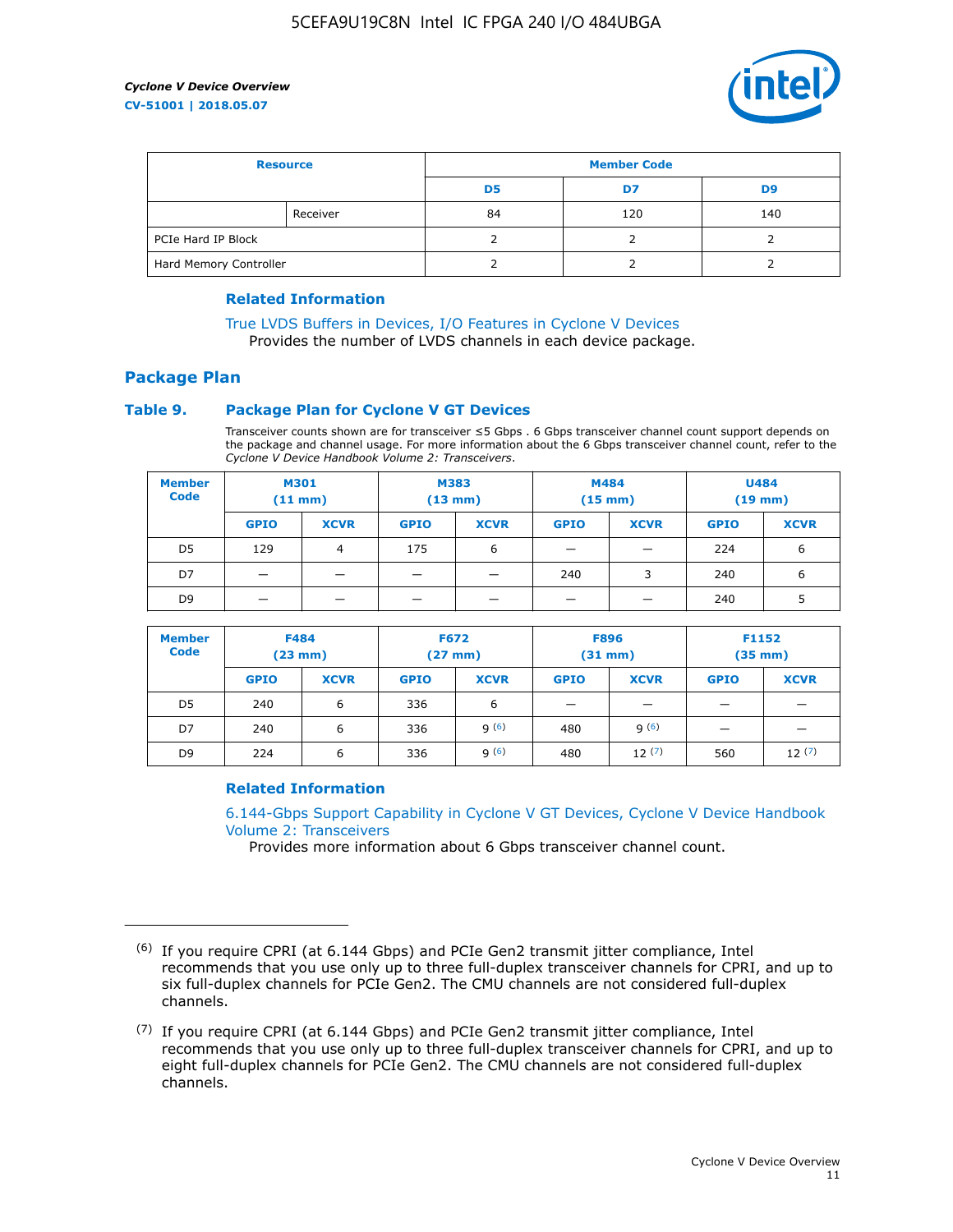| Resource | | Member Code | | |
|---|---|---|---|---|
| | | D5 | D7 | D9 |
| | Receiver | 84 | 120 | 140 |
| PCIe Hard IP Block | | 2 | 2 | 2 |
| Hard Memory Controller | | 2 | 2 | 2 |

**Related Information**

True LVDS Buffers in Devices, I/O Features in Cyclone V Devices
Provides the number of LVDS channels in each device package.

## Package Plan

### Table 9. Package Plan for Cyclone V GT Devices

Transceiver counts shown are for transceiver ≤5 Gbps . 6 Gbps transceiver channel count support depends on the package and channel usage. For more information about the 6 Gbps transceiver channel count, refer to the *Cyclone V Device Handbook Volume 2: Transceivers*.

| Member Code | M301 (11 mm) | | M383 (13 mm) | | M484 (15 mm) | | U484 (19 mm) | |
|---|---|---|---|---|---|---|---|---|
| | GPIO | XCVR | GPIO | XCVR | GPIO | XCVR | GPIO | XCVR |
| D5 | 129 | 4 | 175 | 6 | — | — | 224 | 6 |
| D7 | — | — | — | — | 240 | 3 | 240 | 6 |
| D9 | — | — | — | — | — | — | 240 | 5 |

| Member Code | F484 (23 mm) | | F672 (27 mm) | | F896 (31 mm) | | F1152 (35 mm) | |
|---|---|---|---|---|---|---|---|---|
| | GPIO | XCVR | GPIO | XCVR | GPIO | XCVR | GPIO | XCVR |
| D5 | 240 | 6 | 336 | 6 | — | — | — | — |
| D7 | 240 | 6 | 336 | 9 (6) | 480 | 9 (6) | — | — |
| D9 | 224 | 6 | 336 | 9 (6) | 480 | 12 (7) | 560 | 12 (7) |

**Related Information**

6.144-Gbps Support Capability in Cyclone V GT Devices, Cyclone V Device Handbook Volume 2: Transceivers
Provides more information about 6 Gbps transceiver channel count.

---

(6) If you require CPRI (at 6.144 Gbps) and PCIe Gen2 transmit jitter compliance, Intel recommends that you use only up to three full-duplex transceiver channels for CPRI, and up to six full-duplex channels for PCIe Gen2. The CMU channels are not considered full-duplex channels.

(7) If you require CPRI (at 6.144 Gbps) and PCIe Gen2 transmit jitter compliance, Intel recommends that you use only up to three full-duplex transceiver channels for CPRI, and up to eight full-duplex channels for PCIe Gen2. The CMU channels are not considered full-duplex channels.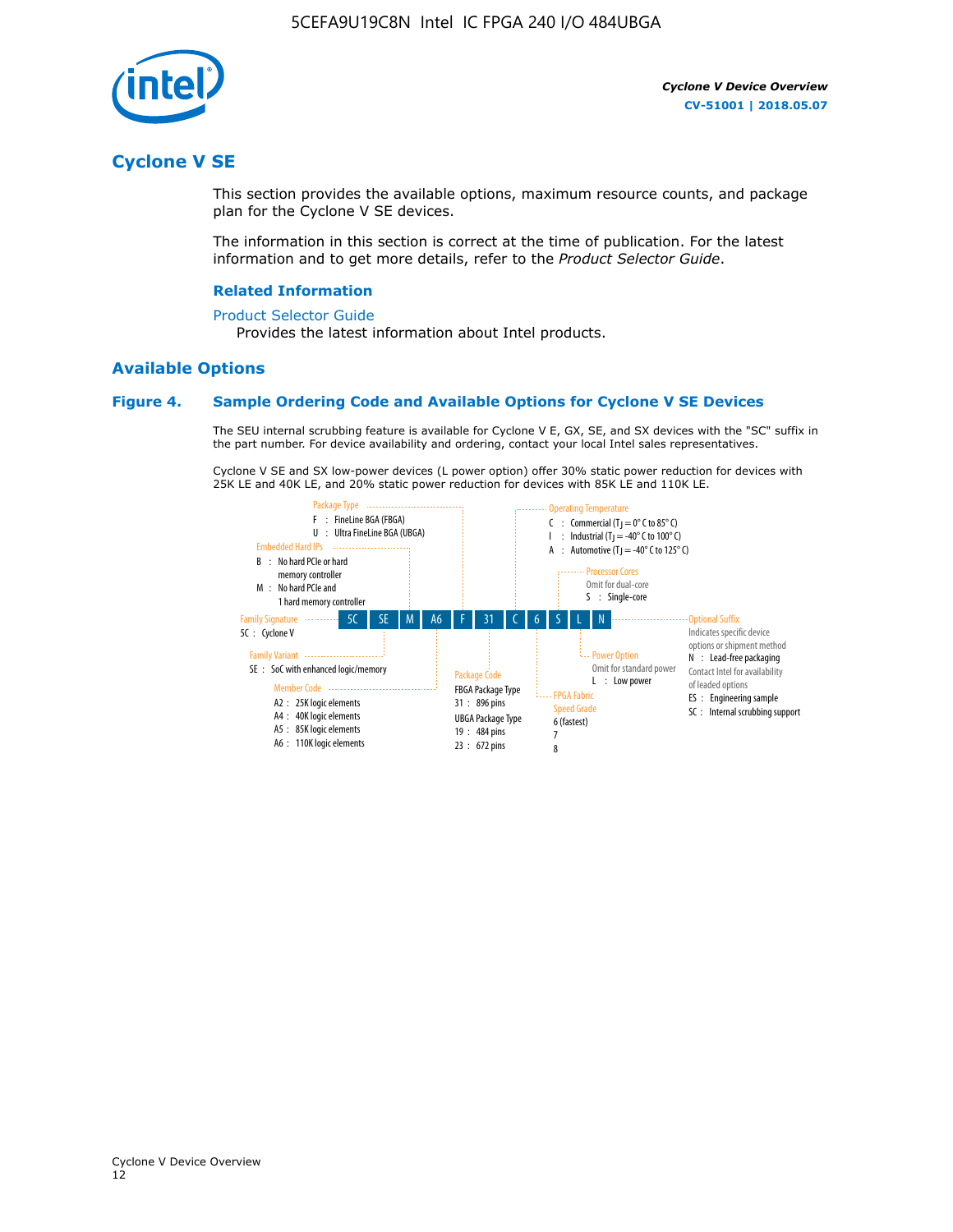## Cyclone V SE

This section provides the available options, maximum resource counts, and package plan for the Cyclone V SE devices.

The information in this section is correct at the time of publication. For the latest information and to get more details, refer to the *Product Selector Guide*.

### Related Information

Product Selector Guide
Provides the latest information about Intel products.

## Available Options

### Figure 4. Sample Ordering Code and Available Options for Cyclone V SE Devices

The SEU internal scrubbing feature is available for Cyclone V E, GX, SE, and SX devices with the "SC" suffix in the part number. For device availability and ordering, contact your local Intel sales representatives.

Cyclone V SE and SX low-power devices (L power option) offer 30% static power reduction for devices with 25K LE and 40K LE, and 20% static power reduction for devices with 85K LE and 110K LE.

5C SE M A6 F 31 C 6 S L N

Family Signature
5C : Cyclone V

Family Variant
SE : SoC with enhanced logic/memory

Embedded Hard IPs
B : No hard PCIe or hard memory controller
M : No hard PCIe and 1 hard memory controller

Member Code
A2 : 25K logic elements
A4 : 40K logic elements
A5 : 85K logic elements
A6 : 110K logic elements

Package Type
F : FineLine BGA (FBGA)
U : Ultra FineLine BGA (UBGA)

Package Code
FBGA Package Type
31 : 896 pins
UBGA Package Type
19 : 484 pins
23 : 672 pins

Operating Temperature
C : Commercial ($T_J$ = 0° C to 85° C)
I : Industrial ($T_J$ = -40° C to 100° C)
A : Automotive ($T_J$ = -40° C to 125° C)

FPGA Fabric Speed Grade
6 (fastest)
7
8

Processor Cores
Omit for dual-core
S : Single-core

Power Option
Omit for standard power
L : Low power

Optional Suffix
Indicates specific device options or shipment method
N : Lead-free packaging
Contact Intel for availability of leaded options
ES : Engineering sample
SC : Internal scrubbing support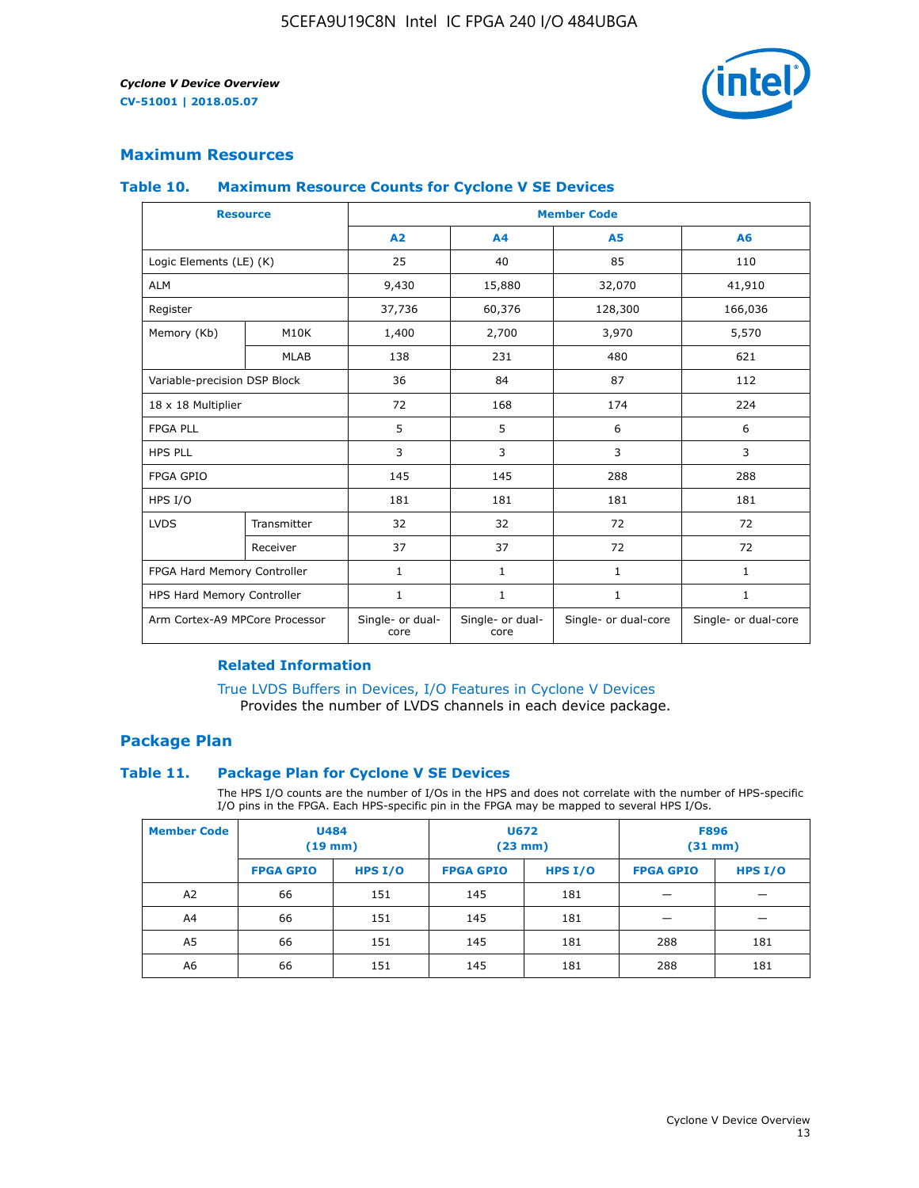## Maximum Resources

### Table 10. Maximum Resource Counts for Cyclone V SE Devices

| Resource | | Member Code | | | |
|---|---|---|---|---|---|
| | | A2 | A4 | A5 | A6 |
| Logic Elements (LE) (K) | | 25 | 40 | 85 | 110 |
| ALM | | 9,430 | 15,880 | 32,070 | 41,910 |
| Register | | 37,736 | 60,376 | 128,300 | 166,036 |
| Memory (Kb) | M10K | 1,400 | 2,700 | 3,970 | 5,570 |
| | MLAB | 138 | 231 | 480 | 621 |
| Variable-precision DSP Block | | 36 | 84 | 87 | 112 |
| 18 x 18 Multiplier | | 72 | 168 | 174 | 224 |
| FPGA PLL | | 5 | 5 | 6 | 6 |
| HPS PLL | | 3 | 3 | 3 | 3 |
| FPGA GPIO | | 145 | 145 | 288 | 288 |
| HPS I/O | | 181 | 181 | 181 | 181 |
| LVDS | Transmitter | 32 | 32 | 72 | 72 |
| | Receiver | 37 | 37 | 72 | 72 |
| FPGA Hard Memory Controller | | 1 | 1 | 1 | 1 |
| HPS Hard Memory Controller | | 1 | 1 | 1 | 1 |
| Arm Cortex-A9 MPCore Processor | | Single- or dual-core | Single- or dual-core | Single- or dual-core | Single- or dual-core |

#### Related Information

True LVDS Buffers in Devices, I/O Features in Cyclone V Devices
Provides the number of LVDS channels in each device package.

## Package Plan

### Table 11. Package Plan for Cyclone V SE Devices

The HPS I/O counts are the number of I/Os in the HPS and does not correlate with the number of HPS-specific I/O pins in the FPGA. Each HPS-specific pin in the FPGA may be mapped to several HPS I/Os.

| Member Code | U484 (19 mm) | | U672 (23 mm) | | F896 (31 mm) | |
|---|---|---|---|---|---|---|
| | FPGA GPIO | HPS I/O | FPGA GPIO | HPS I/O | FPGA GPIO | HPS I/O |
| A2 | 66 | 151 | 145 | 181 | — | — |
| A4 | 66 | 151 | 145 | 181 | — | — |
| A5 | 66 | 151 | 145 | 181 | 288 | 181 |
| A6 | 66 | 151 | 145 | 181 | 288 | 181 |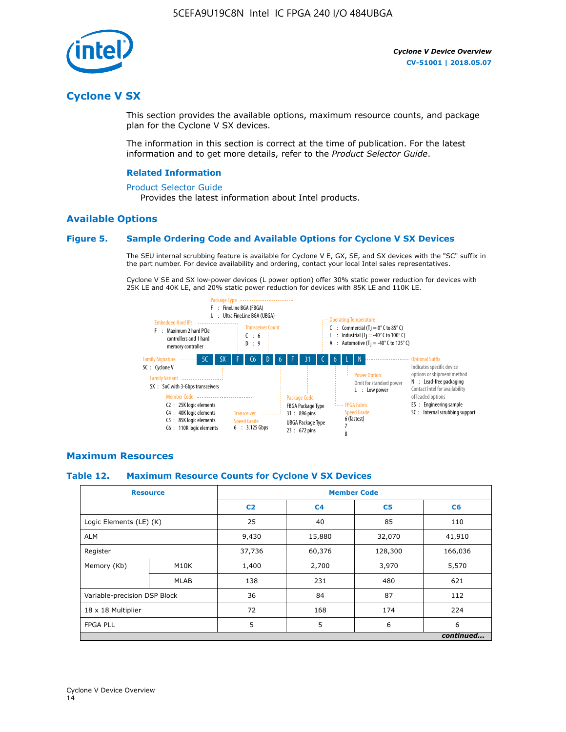## Cyclone V SX

This section provides the available options, maximum resource counts, and package plan for the Cyclone V SX devices.

The information in this section is correct at the time of publication. For the latest information and to get more details, refer to the *Product Selector Guide*.

### Related Information

Product Selector Guide

Provides the latest information about Intel products.

### Available Options

#### Figure 5. Sample Ordering Code and Available Options for Cyclone V SX Devices

The SEU internal scrubbing feature is available for Cyclone V E, GX, SE, and SX devices with the "SC" suffix in the part number. For device availability and ordering, contact your local Intel sales representatives.

Cyclone V SE and SX low-power devices (L power option) offer 30% static power reduction for devices with 25K LE and 40K LE, and 20% static power reduction for devices with 85K LE and 110K LE.

5C SX F C6 D 6 F 31 C 6 L N

Family Signature
5C : Cyclone V

Family Variant
SX : SoC with 3-Gbps transceivers

Embedded Hard IPs
F : Maximum 2 hard PCIe controllers and 1 hard memory controller

Member Code
C2 : 25K logic elements
C4 : 40K logic elements
C5 : 85K logic elements
C6 : 110K logic elements

Transceiver Count
C : 6
D : 9

Transceiver Speed Grade
6 : 3.125 Gbps

Package Type
F : FineLine BGA (FBGA)
U : Ultra FineLine BGA (UBGA)

Package Code
FBGA Package Type
31 : 896 pins
UBGA Package Type
23 : 672 pins

Operating Temperature
C : Commercial ($T_J$ = 0° C to 85° C)
I : Industrial ($T_J$ = -40° C to 100° C)
A : Automotive ($T_J$ = -40° C to 125° C)

FPGA Fabric Speed Grade
6 (fastest)
7
8

Power Option
Omit for standard power
L : Low power

Optional Suffix
Indicates specific device options or shipment method
N : Lead-free packaging
Contact Intel for availability of leaded options
ES : Engineering sample
SC : Internal scrubbing support

### Maximum Resources

#### Table 12. Maximum Resource Counts for Cyclone V SX Devices

| Resource | | Member Code | | | |
|---|---|---|---|---|---|
| | | C2 | C4 | C5 | C6 |
| Logic Elements (LE) (K) | | 25 | 40 | 85 | 110 |
| ALM | | 9,430 | 15,880 | 32,070 | 41,910 |
| Register | | 37,736 | 60,376 | 128,300 | 166,036 |
| Memory (Kb) | M10K | 1,400 | 2,700 | 3,970 | 5,570 |
| | MLAB | 138 | 231 | 480 | 621 |
| Variable-precision DSP Block | | 36 | 84 | 87 | 112 |
| 18 x 18 Multiplier | | 72 | 168 | 174 | 224 |
| FPGA PLL | | 5 | 5 | 6 | 6 |

*continued...*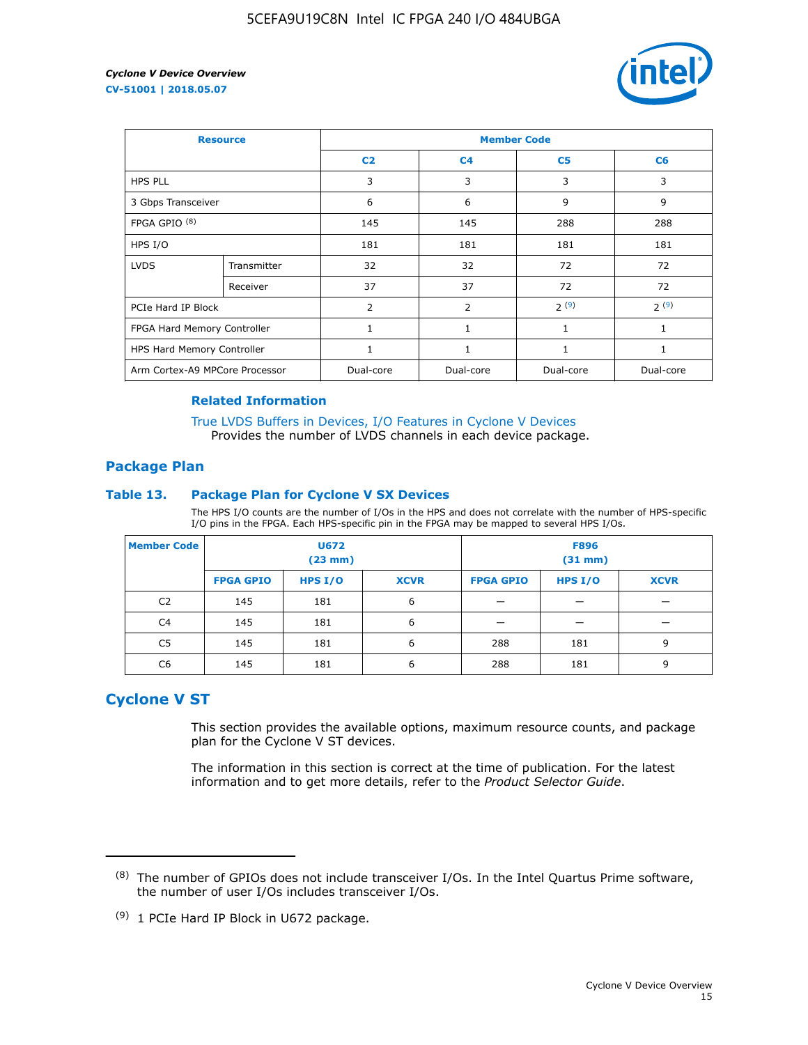| Resource | | Member Code | | | |
|---|---|---|---|---|---|
| | | C2 | C4 | C5 | C6 |
| HPS PLL | | 3 | 3 | 3 | 3 |
| 3 Gbps Transceiver | | 6 | 6 | 9 | 9 |
| FPGA GPIO (8) | | 145 | 145 | 288 | 288 |
| HPS I/O | | 181 | 181 | 181 | 181 |
| LVDS | Transmitter | 32 | 32 | 72 | 72 |
| | Receiver | 37 | 37 | 72 | 72 |
| PCIe Hard IP Block | | 2 | 2 | 2 (9) | 2 (9) |
| FPGA Hard Memory Controller | | 1 | 1 | 1 | 1 |
| HPS Hard Memory Controller | | 1 | 1 | 1 | 1 |
| Arm Cortex-A9 MPCore Processor | | Dual-core | Dual-core | Dual-core | Dual-core |

**Related Information**

True LVDS Buffers in Devices, I/O Features in Cyclone V Devices
Provides the number of LVDS channels in each device package.

## Package Plan

### Table 13. Package Plan for Cyclone V SX Devices

The HPS I/O counts are the number of I/Os in the HPS and does not correlate with the number of HPS-specific I/O pins in the FPGA. Each HPS-specific pin in the FPGA may be mapped to several HPS I/Os.

| Member Code | U672 (23 mm) | | | F896 (31 mm) | | |
|---|---|---|---|---|---|---|
| | FPGA GPIO | HPS I/O | XCVR | FPGA GPIO | HPS I/O | XCVR |
| C2 | 145 | 181 | 6 | — | — | — |
| C4 | 145 | 181 | 6 | — | — | — |
| C5 | 145 | 181 | 6 | 288 | 181 | 9 |
| C6 | 145 | 181 | 6 | 288 | 181 | 9 |

## Cyclone V ST

This section provides the available options, maximum resource counts, and package plan for the Cyclone V ST devices.

The information in this section is correct at the time of publication. For the latest information and to get more details, refer to the *Product Selector Guide*.

(8) The number of GPIOs does not include transceiver I/Os. In the Intel Quartus Prime software, the number of user I/Os includes transceiver I/Os.

(9) 1 PCIe Hard IP Block in U672 package.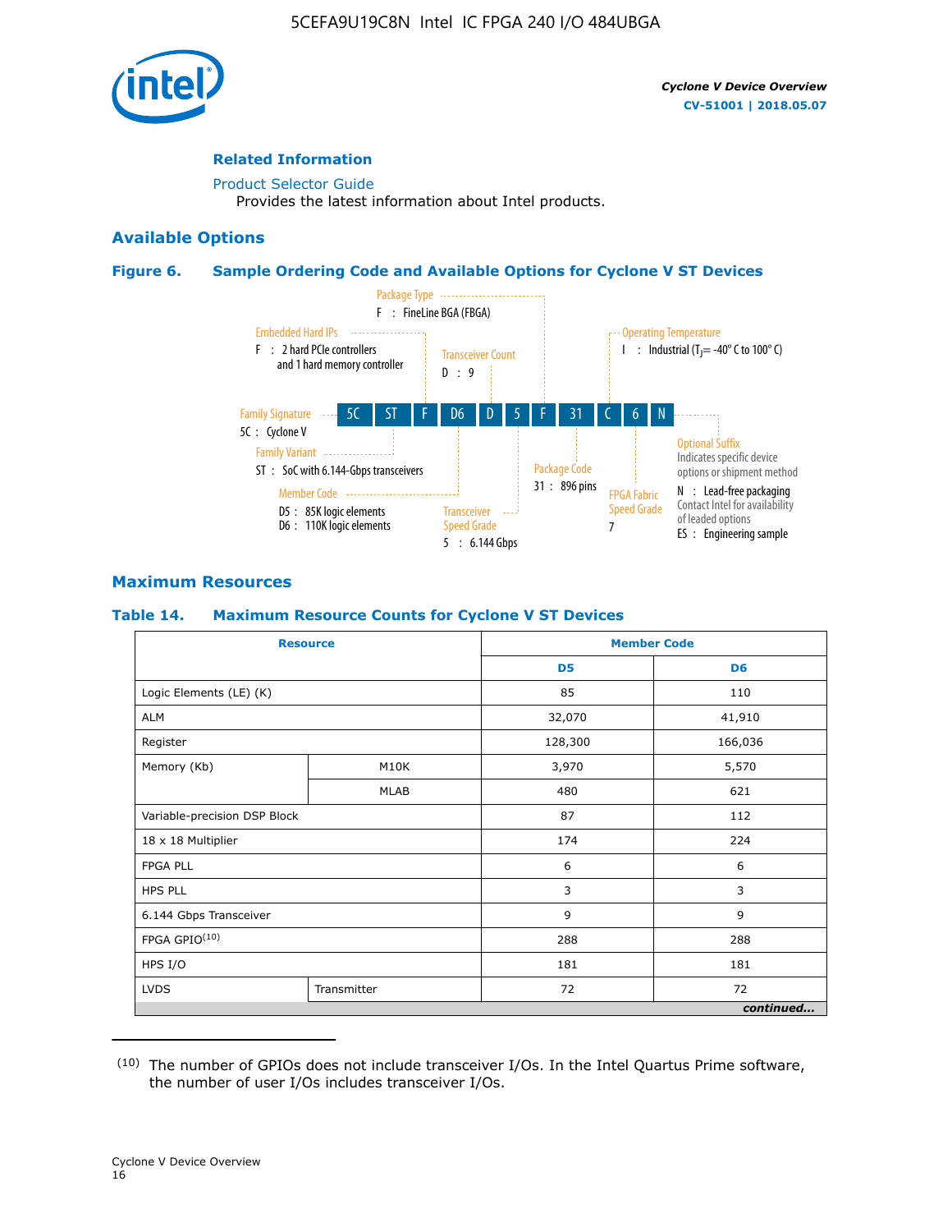#### Related Information

Product Selector Guide
Provides the latest information about Intel products.

## Available Options

### Figure 6. Sample Ordering Code and Available Options for Cyclone V ST Devices

Package Type
F : FineLine BGA (FBGA)

Embedded Hard IPs
F : 2 hard PCIe controllers and 1 hard memory controller

Transceiver Count
D : 9

Operating Temperature
I : Industrial ($T_J$ = -40° C to 100° C)

5C | ST | F | D6 | D | 5 | F | 31 | C | 6 | N

Family Signature
5C : Cyclone V

Family Variant
ST : SoC with 6.144-Gbps transceivers

Member Code
D5 : 85K logic elements
D6 : 110K logic elements

Transceiver Speed Grade
5 : 6.144 Gbps

Package Code
31 : 896 pins

FPGA Fabric Speed Grade
7

Optional Suffix
Indicates specific device options or shipment method
N : Lead-free packaging
Contact Intel for availability of leaded options
ES : Engineering sample

## Maximum Resources

### Table 14. Maximum Resource Counts for Cyclone V ST Devices

| Resource | | Member Code | |
|---|---|---|---|
| | | D5 | D6 |
| Logic Elements (LE) (K) | | 85 | 110 |
| ALM | | 32,070 | 41,910 |
| Register | | 128,300 | 166,036 |
| Memory (Kb) | M10K | 3,970 | 5,570 |
| | MLAB | 480 | 621 |
| Variable-precision DSP Block | | 87 | 112 |
| 18 x 18 Multiplier | | 174 | 224 |
| FPGA PLL | | 6 | 6 |
| HPS PLL | | 3 | 3 |
| 6.144 Gbps Transceiver | | 9 | 9 |
| FPGA GPIO[10] | | 288 | 288 |
| HPS I/O | | 181 | 181 |
| LVDS | Transmitter | 72 | 72 |

*continued...*

(10) The number of GPIOs does not include transceiver I/Os. In the Intel Quartus Prime software, the number of user I/Os includes transceiver I/Os.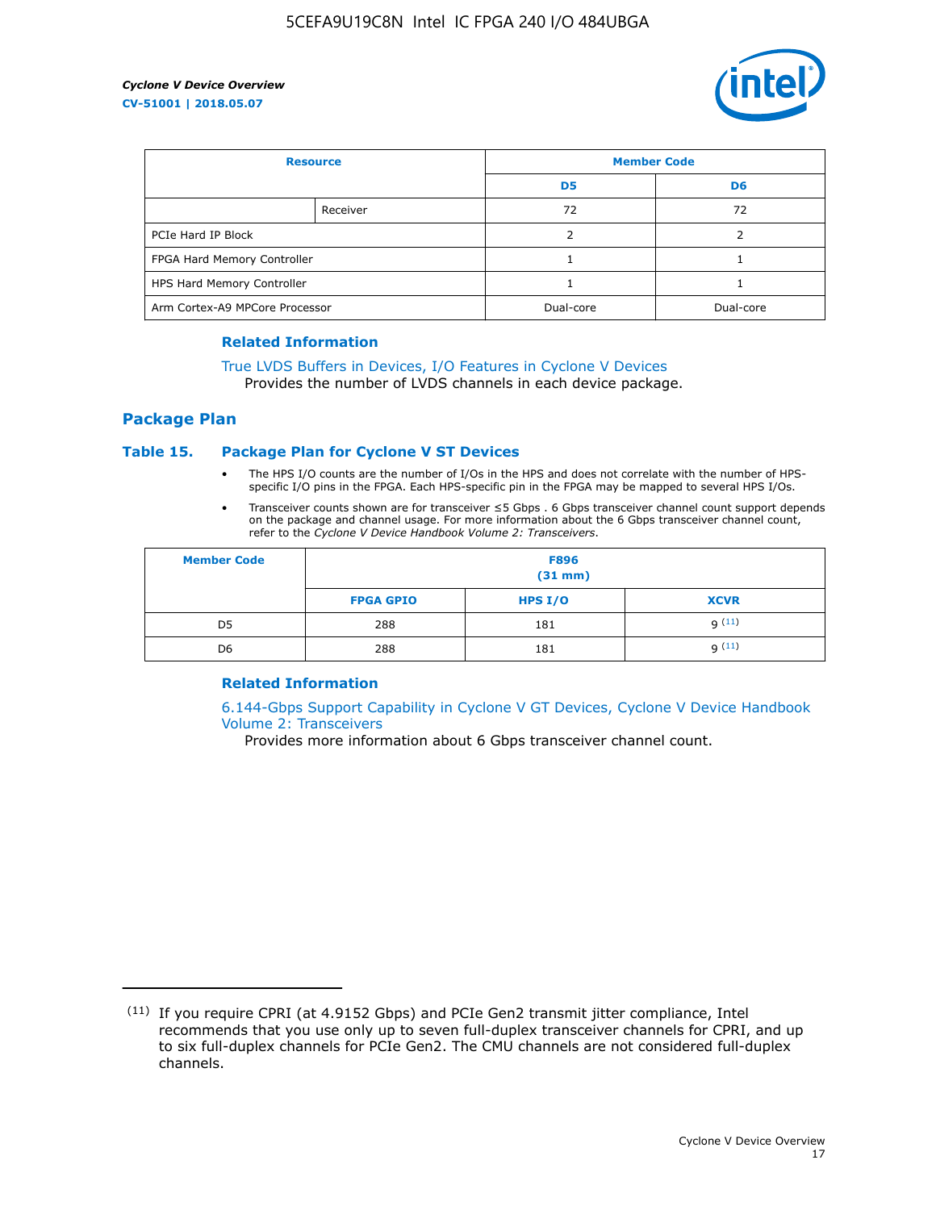| Resource | | Member Code | |
|---|---|---|---|
| | | D5 | D6 |
| | Receiver | 72 | 72 |
| PCIe Hard IP Block | | 2 | 2 |
| FPGA Hard Memory Controller | | 1 | 1 |
| HPS Hard Memory Controller | | 1 | 1 |
| Arm Cortex-A9 MPCore Processor | | Dual-core | Dual-core |

### Related Information

True LVDS Buffers in Devices, I/O Features in Cyclone V Devices
Provides the number of LVDS channels in each device package.

## Package Plan

### Table 15. Package Plan for Cyclone V ST Devices

- The HPS I/O counts are the number of I/Os in the HPS and does not correlate with the number of HPS-specific I/O pins in the FPGA. Each HPS-specific pin in the FPGA may be mapped to several HPS I/Os.
- Transceiver counts shown are for transceiver ≤5 Gbps . 6 Gbps transceiver channel count support depends on the package and channel usage. For more information about the 6 Gbps transceiver channel count, refer to the *Cyclone V Device Handbook Volume 2: Transceivers*.

| Member Code | F896 (31 mm) | | |
|---|---|---|---|
| | FPGA GPIO | HPS I/O | XCVR |
| D5 | 288 | 181 | 9 [11] |
| D6 | 288 | 181 | 9 [11] |

### Related Information

6.144-Gbps Support Capability in Cyclone V GT Devices, Cyclone V Device Handbook Volume 2: Transceivers
Provides more information about 6 Gbps transceiver channel count.

(11) If you require CPRI (at 4.9152 Gbps) and PCIe Gen2 transmit jitter compliance, Intel recommends that you use only up to seven full-duplex transceiver channels for CPRI, and up to six full-duplex channels for PCIe Gen2. The CMU channels are not considered full-duplex channels.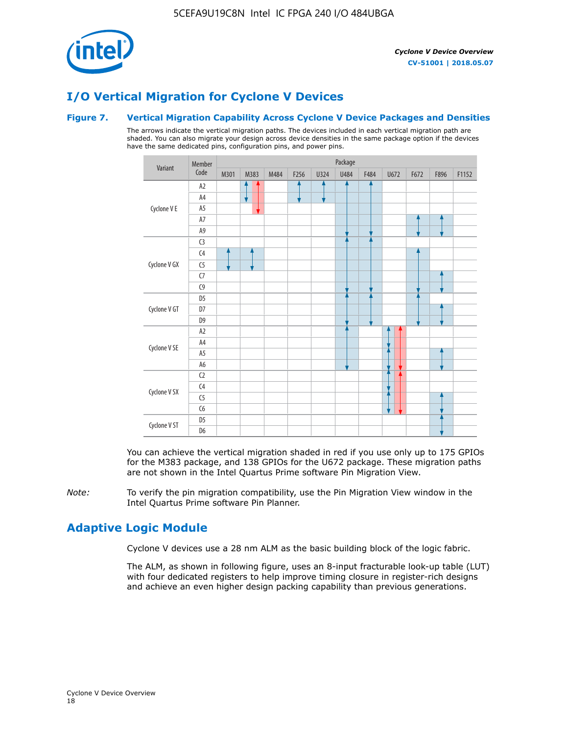## I/O Vertical Migration for Cyclone V Devices

### Figure 7. Vertical Migration Capability Across Cyclone V Device Packages and Densities

The arrows indicate the vertical migration paths. The devices included in each vertical migration path are shaded. You can also migrate your design across device densities in the same package option if the devices have the same dedicated pins, configuration pins, and power pins.

Variant
Member Code
Package
M301 M383 M484 F256 U324 U484 F484 U672 F672 F896 F1152

Cyclone V E: A2, A4, A5, A7, A9
Cyclone V GX: C3, C4, C5, C7, C9
Cyclone V GT: D5, D7, D9
Cyclone V SE: A2, A4, A5, A6
Cyclone V SX: C2, C4, C5, C6
Cyclone V ST: D5, D6

You can achieve the vertical migration shaded in red if you use only up to 175 GPIOs for the M383 package, and 138 GPIOs for the U672 package. These migration paths are not shown in the Intel Quartus Prime software Pin Migration View.

*Note:* To verify the pin migration compatibility, use the Pin Migration View window in the Intel Quartus Prime software Pin Planner.

## Adaptive Logic Module

Cyclone V devices use a 28 nm ALM as the basic building block of the logic fabric.

The ALM, as shown in following figure, uses an 8-input fracturable look-up table (LUT) with four dedicated registers to help improve timing closure in register-rich designs and achieve an even higher design packing capability than previous generations.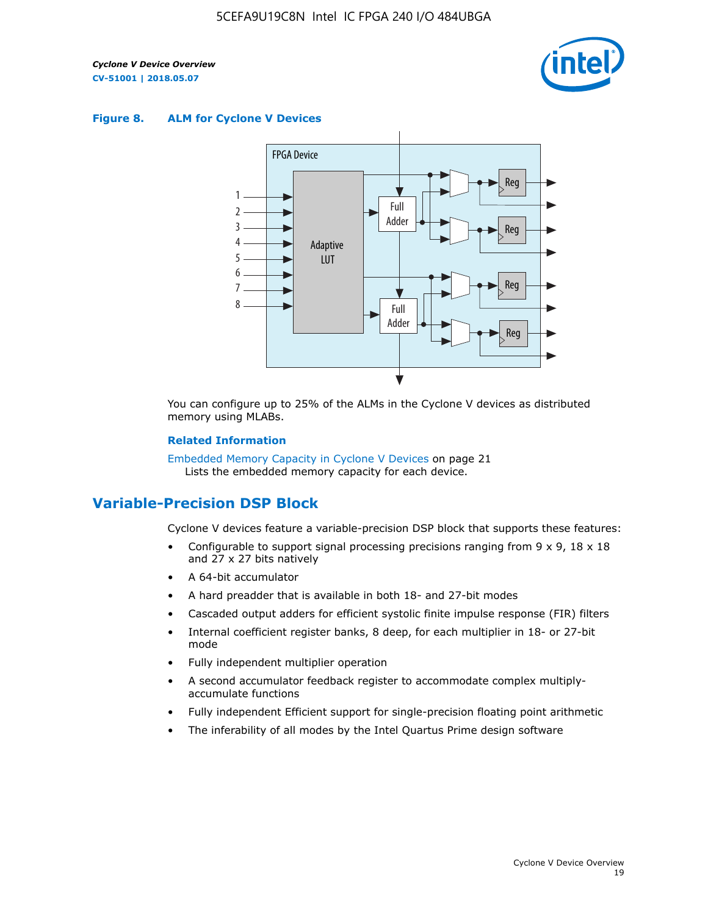**Figure 8. ALM for Cylone V Devices**

FPGA Device

1
2
3
4
5
6
7
8

Adaptive LUT

Full Adder

Full Adder

Reg

Reg

Reg

Reg

You can configure up to 25% of the ALMs in the Cyclone V devices as distributed memory using MLABs.

**Related Information**

Embedded Memory Capacity in Cyclone V Devices on page 21
Lists the embedded memory capacity for each device.

## Variable-Precision DSP Block

Cyclone V devices feature a variable-precision DSP block that supports these features:

- Configurable to support signal processing precisions ranging from 9 x 9, 18 x 18 and 27 x 27 bits natively
- A 64-bit accumulator
- A hard preadder that is available in both 18- and 27-bit modes
- Cascaded output adders for efficient systolic finite impulse response (FIR) filters
- Internal coefficient register banks, 8 deep, for each multiplier in 18- or 27-bit mode
- Fully independent multiplier operation
- A second accumulator feedback register to accommodate complex multiply-accumulate functions
- Fully independent Efficient support for single-precision floating point arithmetic
- The inferability of all modes by the Intel Quartus Prime design software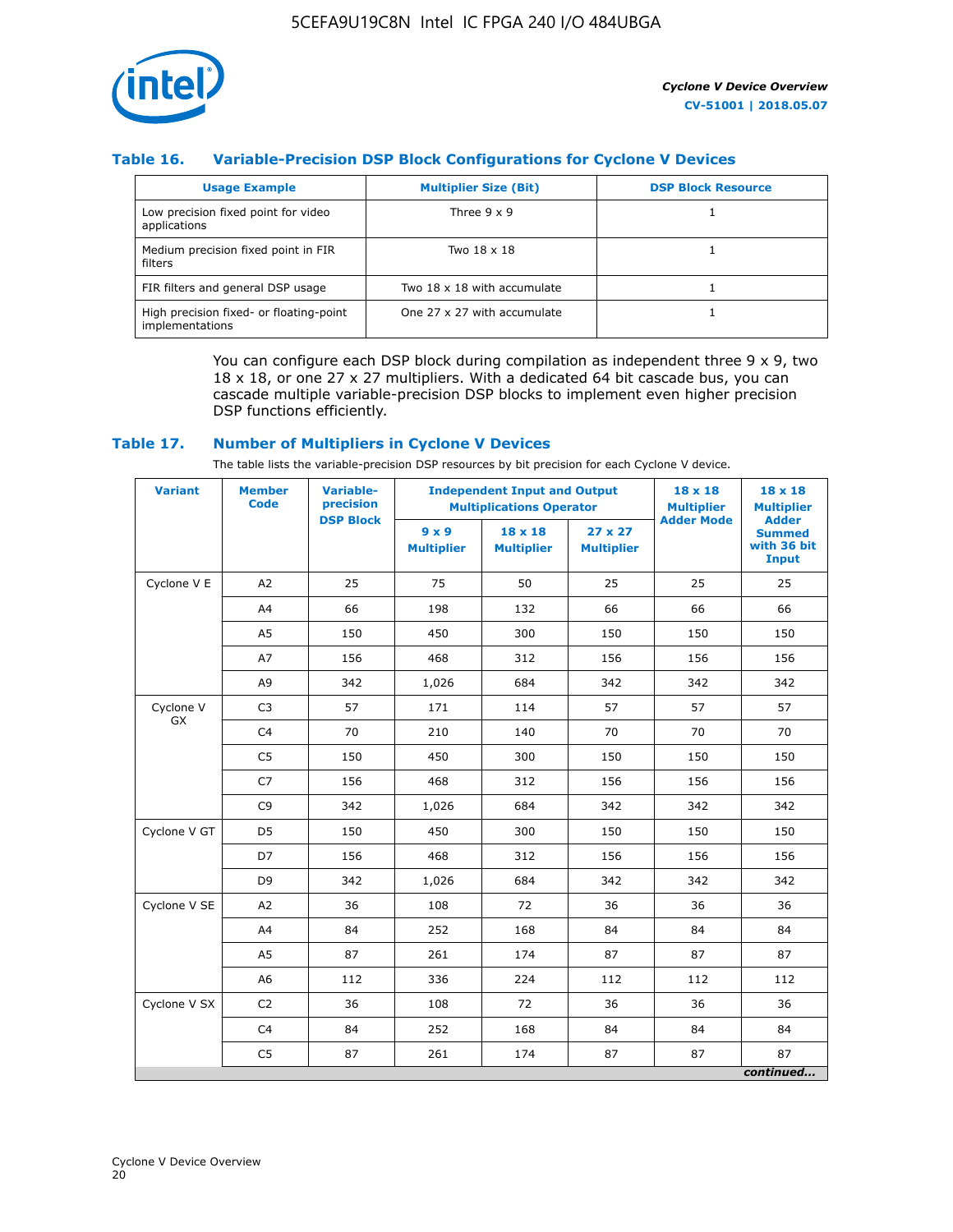### Table 16. Variable-Precision DSP Block Configurations for Cyclone V Devices

| Usage Example | Multiplier Size (Bit) | DSP Block Resource |
|---|---|---|
| Low precision fixed point for video applications | Three 9 x 9 | 1 |
| Medium precision fixed point in FIR filters | Two 18 x 18 | 1 |
| FIR filters and general DSP usage | Two 18 x 18 with accumulate | 1 |
| High precision fixed- or floating-point implementations | One 27 x 27 with accumulate | 1 |

You can configure each DSP block during compilation as independent three 9 x 9, two 18 x 18, or one 27 x 27 multipliers. With a dedicated 64 bit cascade bus, you can cascade multiple variable-precision DSP blocks to implement even higher precision DSP functions efficiently.

### Table 17. Number of Multipliers in Cyclone V Devices

The table lists the variable-precision DSP resources by bit precision for each Cyclone V device.

| Variant | Member Code | Variable-precision DSP Block | Independent Input and Output Multiplications Operator | | | 18 x 18 Multiplier Adder Mode | 18 x 18 Multiplier Adder Summed with 36 bit Input |
|---|---|---|---|---|---|---|---|
| | | | 9 x 9 Multiplier | 18 x 18 Multiplier | 27 x 27 Multiplier | | |
| Cyclone V E | A2 | 25 | 75 | 50 | 25 | 25 | 25 |
| | A4 | 66 | 198 | 132 | 66 | 66 | 66 |
| | A5 | 150 | 450 | 300 | 150 | 150 | 150 |
| | A7 | 156 | 468 | 312 | 156 | 156 | 156 |
| | A9 | 342 | 1,026 | 684 | 342 | 342 | 342 |
| Cyclone V GX | C3 | 57 | 171 | 114 | 57 | 57 | 57 |
| | C4 | 70 | 210 | 140 | 70 | 70 | 70 |
| | C5 | 150 | 450 | 300 | 150 | 150 | 150 |
| | C7 | 156 | 468 | 312 | 156 | 156 | 156 |
| | C9 | 342 | 1,026 | 684 | 342 | 342 | 342 |
| Cyclone V GT | D5 | 150 | 450 | 300 | 150 | 150 | 150 |
| | D7 | 156 | 468 | 312 | 156 | 156 | 156 |
| | D9 | 342 | 1,026 | 684 | 342 | 342 | 342 |
| Cyclone V SE | A2 | 36 | 108 | 72 | 36 | 36 | 36 |
| | A4 | 84 | 252 | 168 | 84 | 84 | 84 |
| | A5 | 87 | 261 | 174 | 87 | 87 | 87 |
| | A6 | 112 | 336 | 224 | 112 | 112 | 112 |
| Cyclone V SX | C2 | 36 | 108 | 72 | 36 | 36 | 36 |
| | C4 | 84 | 252 | 168 | 84 | 84 | 84 |
| | C5 | 87 | 261 | 174 | 87 | 87 | 87 |

*continued...*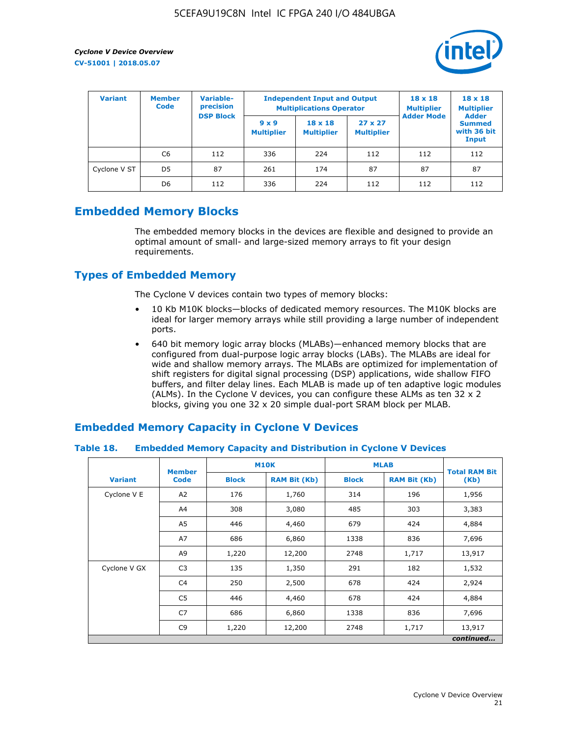| Variant | Member Code | Variable-precision DSP Block | Independent Input and Output Multiplications Operator | | | 18 x 18 Multiplier Adder Mode | 18 x 18 Multiplier Adder Summed with 36 bit Input |
|---|---|---|---|---|---|---|---|
| | | | 9 x 9 Multiplier | 18 x 18 Multiplier | 27 x 27 Multiplier | | |
| | C6 | 112 | 336 | 224 | 112 | 112 | 112 |
| Cyclone V ST | D5 | 87 | 261 | 174 | 87 | 87 | 87 |
| | D6 | 112 | 336 | 224 | 112 | 112 | 112 |

## Embedded Memory Blocks

The embedded memory blocks in the devices are flexible and designed to provide an optimal amount of small- and large-sized memory arrays to fit your design requirements.

## Types of Embedded Memory

The Cyclone V devices contain two types of memory blocks:

- 10 Kb M10K blocks—blocks of dedicated memory resources. The M10K blocks are ideal for larger memory arrays while still providing a large number of independent ports.
- 640 bit memory logic array blocks (MLABs)—enhanced memory blocks that are configured from dual-purpose logic array blocks (LABs). The MLABs are ideal for wide and shallow memory arrays. The MLABs are optimized for implementation of shift registers for digital signal processing (DSP) applications, wide shallow FIFO buffers, and filter delay lines. Each MLAB is made up of ten adaptive logic modules (ALMs). In the Cyclone V devices, you can configure these ALMs as ten 32 x 2 blocks, giving you one 32 x 20 simple dual-port SRAM block per MLAB.

## Embedded Memory Capacity in Cyclone V Devices

### Table 18. Embedded Memory Capacity and Distribution in Cyclone V Devices

| Variant | Member Code | M10K | | MLAB | | Total RAM Bit (Kb) |
|---|---|---|---|---|---|---|
| | | Block | RAM Bit (Kb) | Block | RAM Bit (Kb) | |
| Cyclone V E | A2 | 176 | 1,760 | 314 | 196 | 1,956 |
| | A4 | 308 | 3,080 | 485 | 303 | 3,383 |
| | A5 | 446 | 4,460 | 679 | 424 | 4,884 |
| | A7 | 686 | 6,860 | 1338 | 836 | 7,696 |
| | A9 | 1,220 | 12,200 | 2748 | 1,717 | 13,917 |
| Cyclone V GX | C3 | 135 | 1,350 | 291 | 182 | 1,532 |
| | C4 | 250 | 2,500 | 678 | 424 | 2,924 |
| | C5 | 446 | 4,460 | 678 | 424 | 4,884 |
| | C7 | 686 | 6,860 | 1338 | 836 | 7,696 |
| | C9 | 1,220 | 12,200 | 2748 | 1,717 | 13,917 |

*continued...*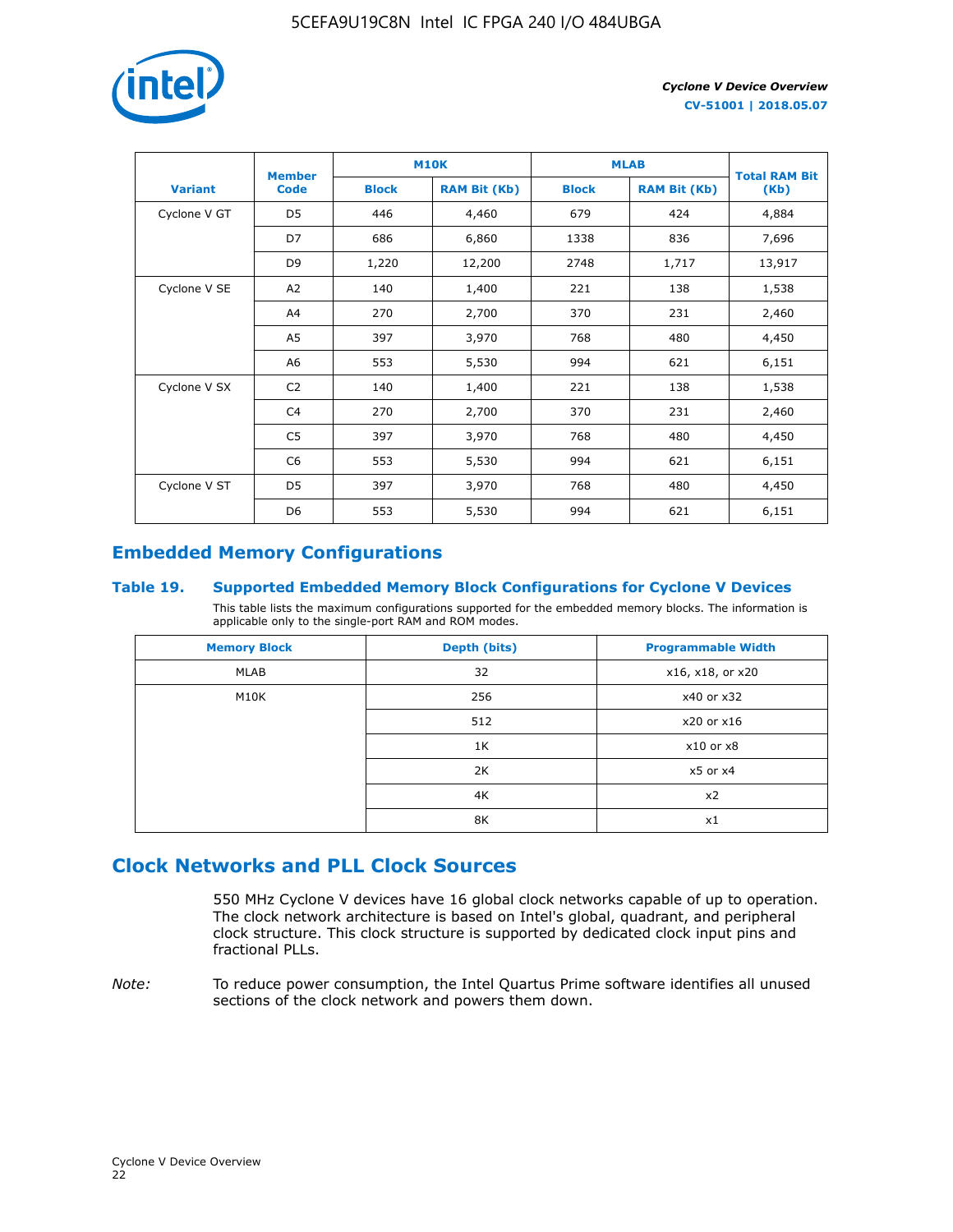| Variant | Member Code | M10K | | MLAB | | Total RAM Bit (Kb) |
|---|---|---|---|---|---|---|
| | | Block | RAM Bit (Kb) | Block | RAM Bit (Kb) | |
| Cyclone V GT | D5 | 446 | 4,460 | 679 | 424 | 4,884 |
| | D7 | 686 | 6,860 | 1338 | 836 | 7,696 |
| | D9 | 1,220 | 12,200 | 2748 | 1,717 | 13,917 |
| Cyclone V SE | A2 | 140 | 1,400 | 221 | 138 | 1,538 |
| | A4 | 270 | 2,700 | 370 | 231 | 2,460 |
| | A5 | 397 | 3,970 | 768 | 480 | 4,450 |
| | A6 | 553 | 5,530 | 994 | 621 | 6,151 |
| Cyclone V SX | C2 | 140 | 1,400 | 221 | 138 | 1,538 |
| | C4 | 270 | 2,700 | 370 | 231 | 2,460 |
| | C5 | 397 | 3,970 | 768 | 480 | 4,450 |
| | C6 | 553 | 5,530 | 994 | 621 | 6,151 |
| Cyclone V ST | D5 | 397 | 3,970 | 768 | 480 | 4,450 |
| | D6 | 553 | 5,530 | 994 | 621 | 6,151 |

## Embedded Memory Configurations

### Table 19. Supported Embedded Memory Block Configurations for Cyclone V Devices

This table lists the maximum configurations supported for the embedded memory blocks. The information is applicable only to the single-port RAM and ROM modes.

| Memory Block | Depth (bits) | Programmable Width |
|---|---|---|
| MLAB | 32 | x16, x18, or x20 |
| M10K | 256 | x40 or x32 |
| | 512 | x20 or x16 |
| | 1K | x10 or x8 |
| | 2K | x5 or x4 |
| | 4K | x2 |
| | 8K | x1 |

## Clock Networks and PLL Clock Sources

550 MHz Cyclone V devices have 16 global clock networks capable of up to operation. The clock network architecture is based on Intel's global, quadrant, and peripheral clock structure. This clock structure is supported by dedicated clock input pins and fractional PLLs.

*Note:* To reduce power consumption, the Intel Quartus Prime software identifies all unused sections of the clock network and powers them down.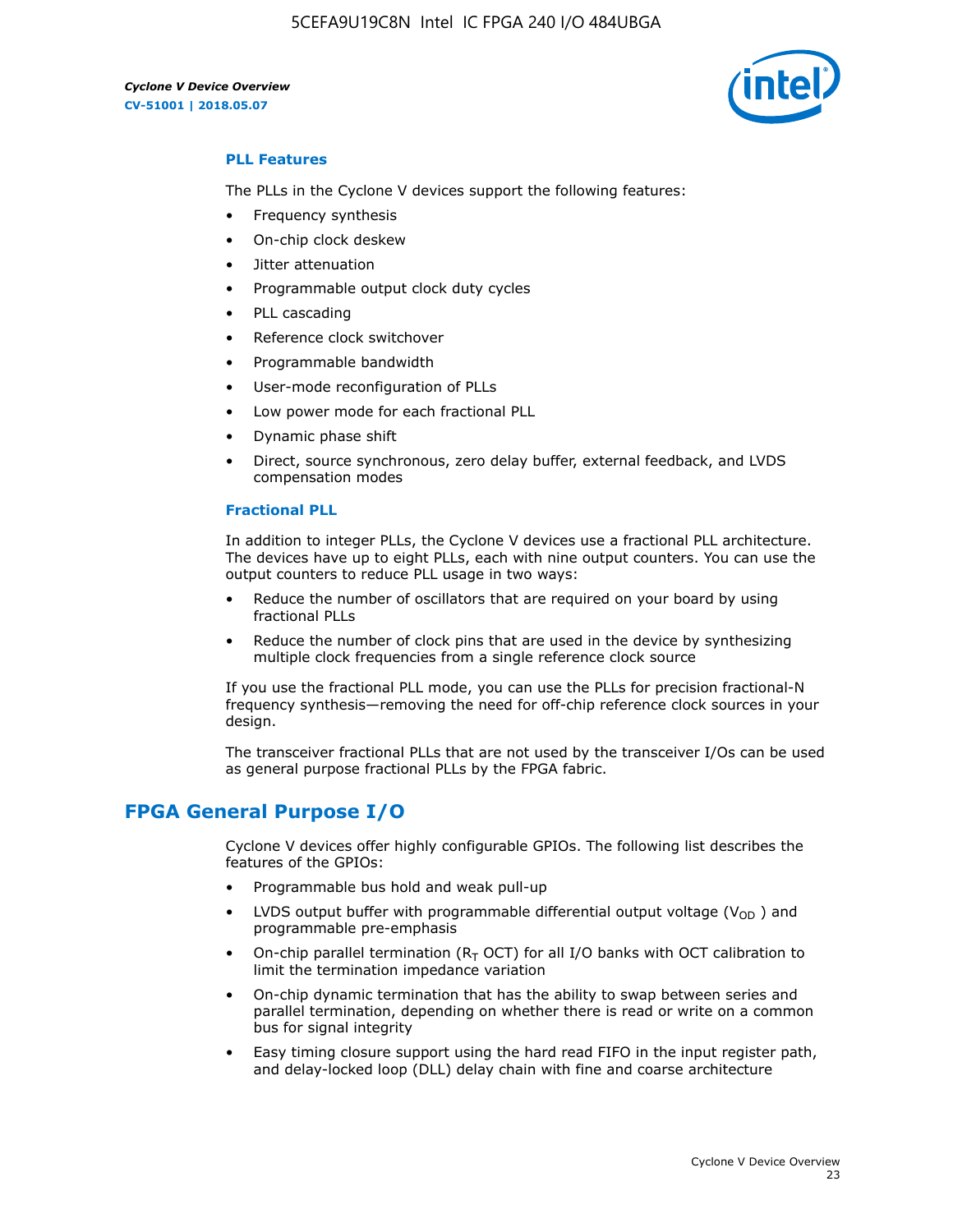### PLL Features

The PLLs in the Cyclone V devices support the following features:

- Frequency synthesis
- On-chip clock deskew
- Jitter attenuation
- Programmable output clock duty cycles
- PLL cascading
- Reference clock switchover
- Programmable bandwidth
- User-mode reconfiguration of PLLs
- Low power mode for each fractional PLL
- Dynamic phase shift
- Direct, source synchronous, zero delay buffer, external feedback, and LVDS compensation modes

### Fractional PLL

In addition to integer PLLs, the Cyclone V devices use a fractional PLL architecture. The devices have up to eight PLLs, each with nine output counters. You can use the output counters to reduce PLL usage in two ways:

- Reduce the number of oscillators that are required on your board by using fractional PLLs
- Reduce the number of clock pins that are used in the device by synthesizing multiple clock frequencies from a single reference clock source

If you use the fractional PLL mode, you can use the PLLs for precision fractional-N frequency synthesis—removing the need for off-chip reference clock sources in your design.

The transceiver fractional PLLs that are not used by the transceiver I/Os can be used as general purpose fractional PLLs by the FPGA fabric.

## FPGA General Purpose I/O

Cyclone V devices offer highly configurable GPIOs. The following list describes the features of the GPIOs:

- Programmable bus hold and weak pull-up
- LVDS output buffer with programmable differential output voltage ($V_{OD}$) and programmable pre-emphasis
- On-chip parallel termination ($R_T$ OCT) for all I/O banks with OCT calibration to limit the termination impedance variation
- On-chip dynamic termination that has the ability to swap between series and parallel termination, depending on whether there is read or write on a common bus for signal integrity
- Easy timing closure support using the hard read FIFO in the input register path, and delay-locked loop (DLL) delay chain with fine and coarse architecture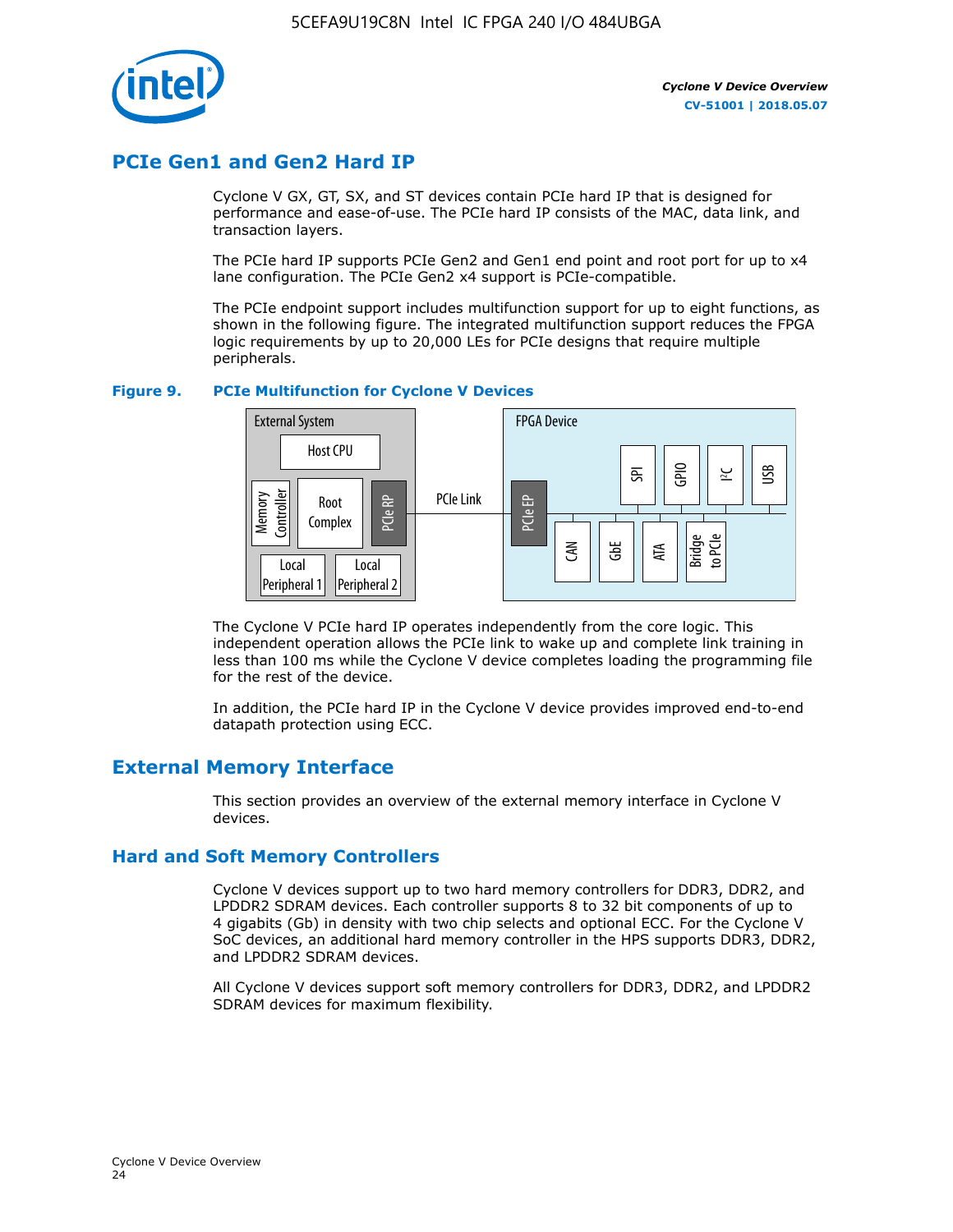## PCIe Gen1 and Gen2 Hard IP

Cyclone V GX, GT, SX, and ST devices contain PCIe hard IP that is designed for performance and ease-of-use. The PCIe hard IP consists of the MAC, data link, and transaction layers.

The PCIe hard IP supports PCIe Gen2 and Gen1 end point and root port for up to x4 lane configuration. The PCIe Gen2 x4 support is PCIe-compatible.

The PCIe endpoint support includes multifunction support for up to eight functions, as shown in the following figure. The integrated multifunction support reduces the FPGA logic requirements by up to 20,000 LEs for PCIe designs that require multiple peripherals.

**Figure 9. PCIe Multifunction for Cyclone V Devices**

External System
Host CPU
Memory Controller
Root Complex
PCIe RP
Local Peripheral 1
Local Peripheral 2
PCIe Link
FPGA Device
PCIe EP
SPI
GPIO
I²C
USB
CAN
GbE
ATA
Bridge to PCIe

The Cyclone V PCIe hard IP operates independently from the core logic. This independent operation allows the PCIe link to wake up and complete link training in less than 100 ms while the Cyclone V device completes loading the programming file for the rest of the device.

In addition, the PCIe hard IP in the Cyclone V device provides improved end-to-end datapath protection using ECC.

## External Memory Interface

This section provides an overview of the external memory interface in Cyclone V devices.

### Hard and Soft Memory Controllers

Cyclone V devices support up to two hard memory controllers for DDR3, DDR2, and LPDDR2 SDRAM devices. Each controller supports 8 to 32 bit components of up to 4 gigabits (Gb) in density with two chip selects and optional ECC. For the Cyclone V SoC devices, an additional hard memory controller in the HPS supports DDR3, DDR2, and LPDDR2 SDRAM devices.

All Cyclone V devices support soft memory controllers for DDR3, DDR2, and LPDDR2 SDRAM devices for maximum flexibility.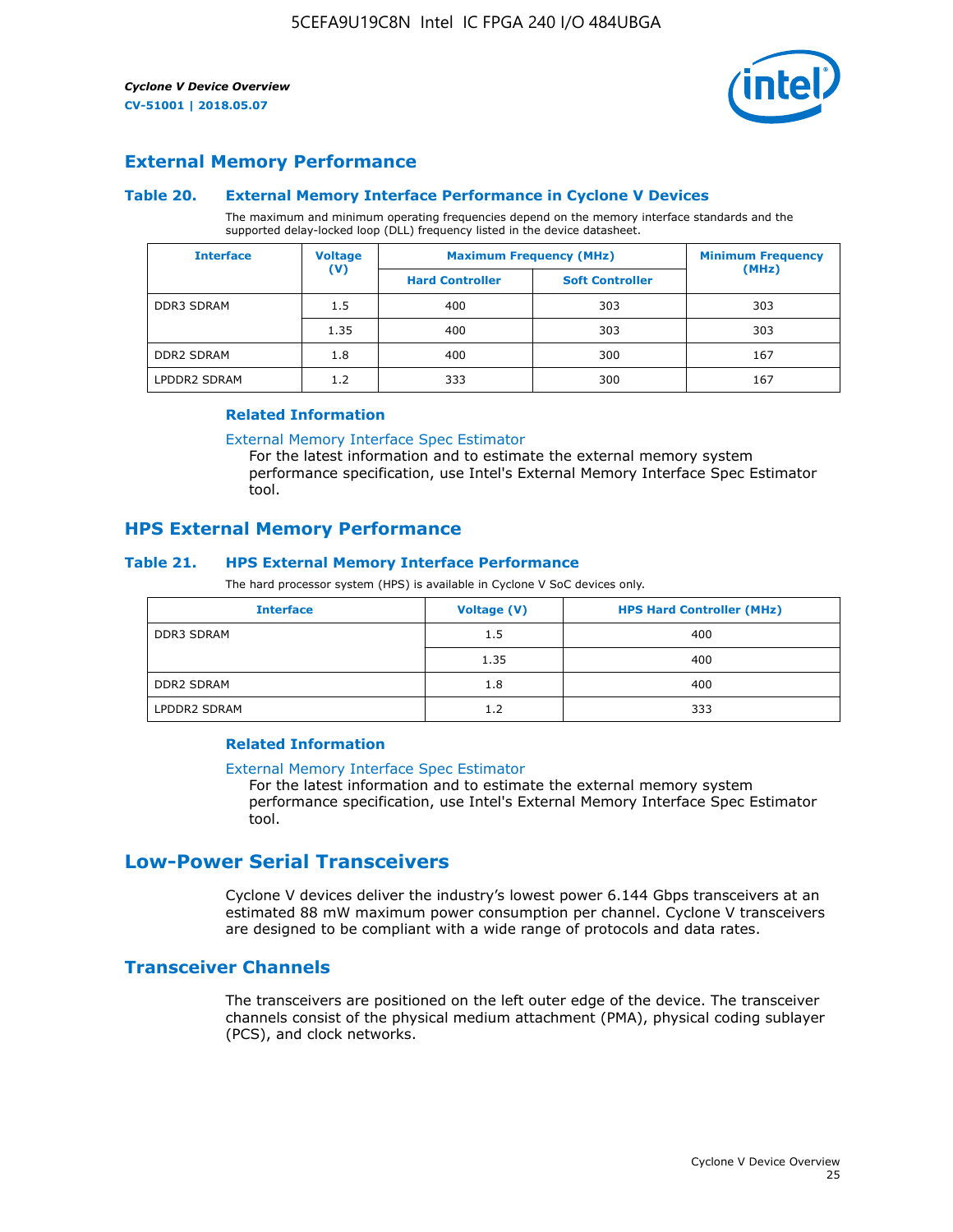## External Memory Performance

### Table 20. External Memory Interface Performance in Cyclone V Devices

The maximum and minimum operating frequencies depend on the memory interface standards and the supported delay-locked loop (DLL) frequency listed in the device datasheet.

| Interface | Voltage (V) | Maximum Frequency (MHz) | | Minimum Frequency (MHz) |
|---|---|---|---|---|
| | | Hard Controller | Soft Controller | |
| DDR3 SDRAM | 1.5 | 400 | 303 | 303 |
| | 1.35 | 400 | 303 | 303 |
| DDR2 SDRAM | 1.8 | 400 | 300 | 167 |
| LPDDR2 SDRAM | 1.2 | 333 | 300 | 167 |

#### Related Information

External Memory Interface Spec Estimator

For the latest information and to estimate the external memory system performance specification, use Intel's External Memory Interface Spec Estimator tool.

## HPS External Memory Performance

### Table 21. HPS External Memory Interface Performance

The hard processor system (HPS) is available in Cyclone V SoC devices only.

| Interface | Voltage (V) | HPS Hard Controller (MHz) |
|---|---|---|
| DDR3 SDRAM | 1.5 | 400 |
| | 1.35 | 400 |
| DDR2 SDRAM | 1.8 | 400 |
| LPDDR2 SDRAM | 1.2 | 333 |

#### Related Information

External Memory Interface Spec Estimator

For the latest information and to estimate the external memory system performance specification, use Intel's External Memory Interface Spec Estimator tool.

# Low-Power Serial Transceivers

Cyclone V devices deliver the industry's lowest power 6.144 Gbps transceivers at an estimated 88 mW maximum power consumption per channel. Cyclone V transceivers are designed to be compliant with a wide range of protocols and data rates.

## Transceiver Channels

The transceivers are positioned on the left outer edge of the device. The transceiver channels consist of the physical medium attachment (PMA), physical coding sublayer (PCS), and clock networks.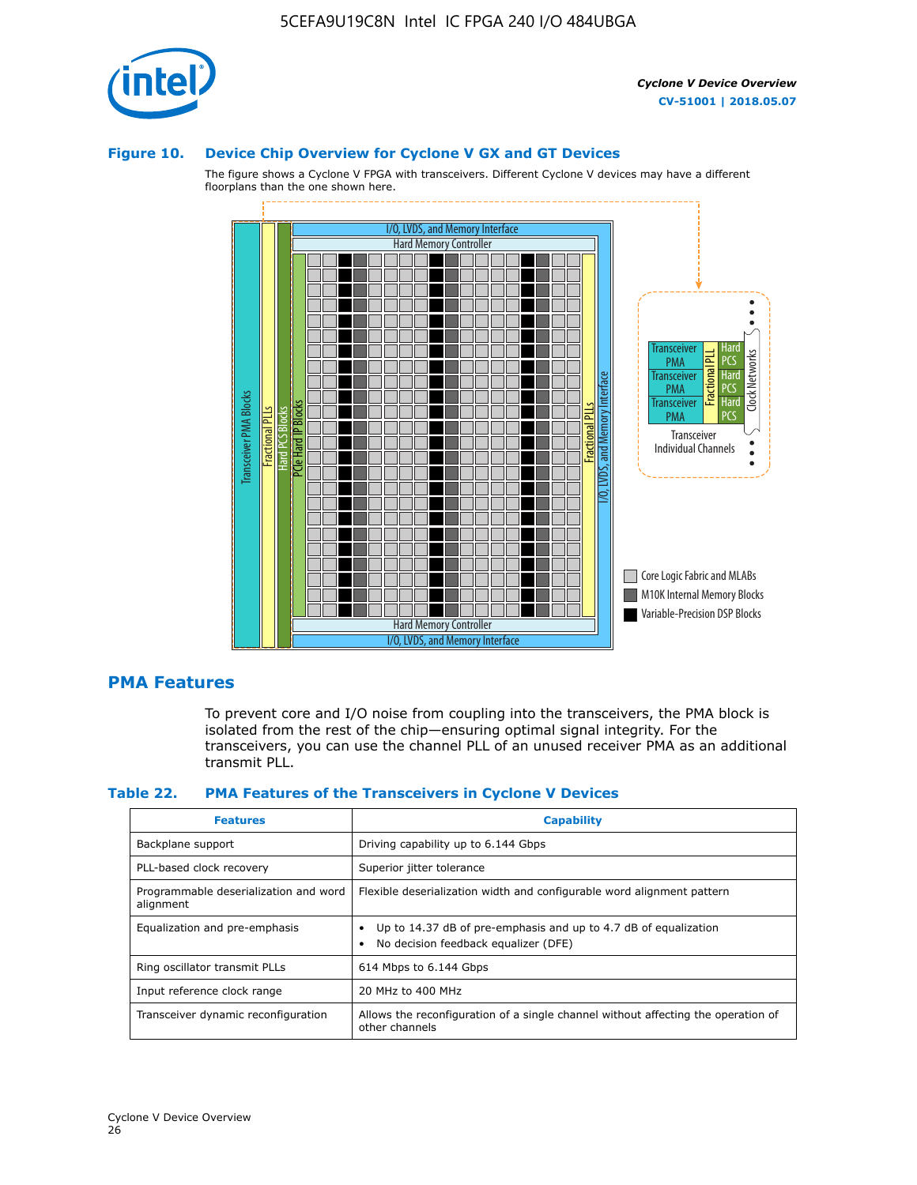### Figure 10. Device Chip Overview for Cyclone V GX and GT Devices

The figure shows a Cyclone V FPGA with transceivers. Different Cyclone V devices may have a different floorplans than the one shown here.

I/O, LVDS, and Memory Interface
Hard Memory Controller
Transceiver PMA Blocks
Fractional PLLs
Hard PCS Blocks
PCIe Hard IP Blocks
Fractional PLLs
I/O, LVDS, and Memory Interface
Hard Memory Controller
I/O, LVDS, and Memory Interface

Transceiver PMA
Transceiver PMA
Transceiver PMA
Fractional PLL
Hard PCS
Hard PCS
Hard PCS
Clock Networks
Transceiver Individual Channels

Core Logic Fabric and MLABs
M10K Internal Memory Blocks
Variable-Precision DSP Blocks

## PMA Features

To prevent core and I/O noise from coupling into the transceivers, the PMA block is isolated from the rest of the chip—ensuring optimal signal integrity. For the transceivers, you can use the channel PLL of an unused receiver PMA as an additional transmit PLL.

### Table 22. PMA Features of the Transceivers in Cyclone V Devices

| Features | Capability |
| --- | --- |
| Backplane support | Driving capability up to 6.144 Gbps |
| PLL-based clock recovery | Superior jitter tolerance |
| Programmable deserialization and word alignment | Flexible deserialization width and configurable word alignment pattern |
| Equalization and pre-emphasis | • Up to 14.37 dB of pre-emphasis and up to 4.7 dB of equalization<br>• No decision feedback equalizer (DFE) |
| Ring oscillator transmit PLLs | 614 Mbps to 6.144 Gbps |
| Input reference clock range | 20 MHz to 400 MHz |
| Transceiver dynamic reconfiguration | Allows the reconfiguration of a single channel without affecting the operation of other channels |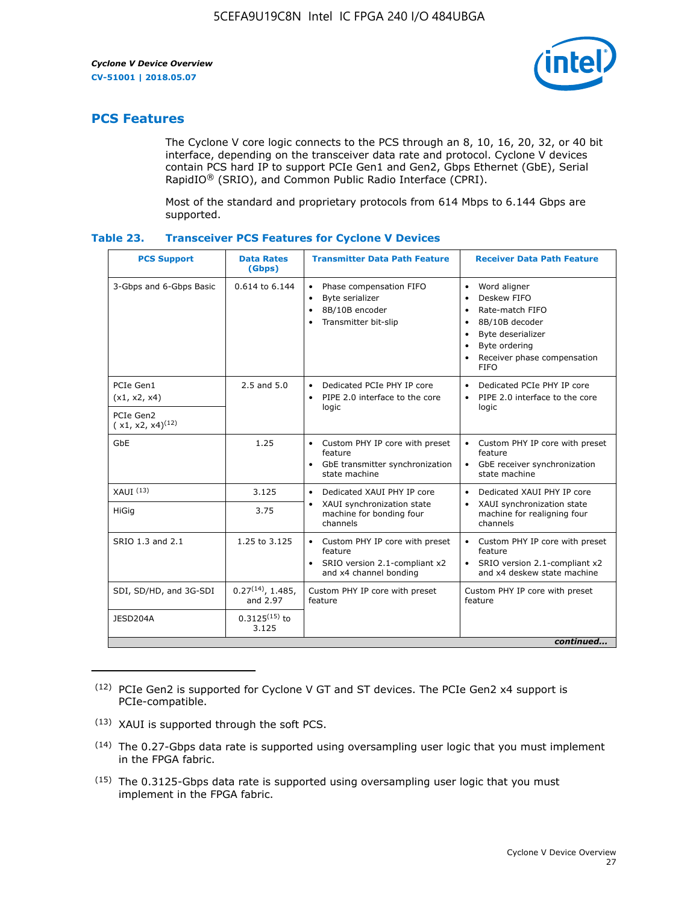## PCS Features

The Cyclone V core logic connects to the PCS through an 8, 10, 16, 20, 32, or 40 bit interface, depending on the transceiver data rate and protocol. Cyclone V devices contain PCS hard IP to support PCIe Gen1 and Gen2, Gbps Ethernet (GbE), Serial RapidIO® (SRIO), and Common Public Radio Interface (CPRI).

Most of the standard and proprietary protocols from 614 Mbps to 6.144 Gbps are supported.

**Table 23. Transceiver PCS Features for Cyclone V Devices**

| PCS Support | Data Rates (Gbps) | Transmitter Data Path Feature | Receiver Data Path Feature |
|---|---|---|---|
| 3-Gbps and 6-Gbps Basic | 0.614 to 6.144 | • Phase compensation FIFO<br>• Byte serializer<br>• 8B/10B encoder<br>• Transmitter bit-slip | • Word aligner<br>• Deskew FIFO<br>• Rate-match FIFO<br>• 8B/10B decoder<br>• Byte deserializer<br>• Byte ordering<br>• Receiver phase compensation FIFO |
| PCIe Gen1 (x1, x2, x4) | 2.5 and 5.0 | • Dedicated PCIe PHY IP core<br>• PIPE 2.0 interface to the core logic | • Dedicated PCIe PHY IP core<br>• PIPE 2.0 interface to the core logic |
| PCIe Gen2 ( x1, x2, x4)[12] | | | |
| GbE | 1.25 | • Custom PHY IP core with preset feature<br>• GbE transmitter synchronization state machine | • Custom PHY IP core with preset feature<br>• GbE receiver synchronization state machine |
| XAUI [13] | 3.125 | • Dedicated XAUI PHY IP core<br>• XAUI synchronization state machine for bonding four channels | • Dedicated XAUI PHY IP core<br>• XAUI synchronization state machine for realigning four channels |
| HiGig | 3.75 | | |
| SRIO 1.3 and 2.1 | 1.25 to 3.125 | • Custom PHY IP core with preset feature<br>• SRIO version 2.1-compliant x2 and x4 channel bonding | • Custom PHY IP core with preset feature<br>• SRIO version 2.1-compliant x2 and x4 deskew state machine |
| SDI, SD/HD, and 3G-SDI | 0.27[14], 1.485, and 2.97 | Custom PHY IP core with preset feature | Custom PHY IP core with preset feature |
| JESD204A | 0.3125[15] to 3.125 | | |

*continued...*

(12) PCIe Gen2 is supported for Cyclone V GT and ST devices. The PCIe Gen2 x4 support is PCIe-compatible.

(13) XAUI is supported through the soft PCS.

(14) The 0.27-Gbps data rate is supported using oversampling user logic that you must implement in the FPGA fabric.

(15) The 0.3125-Gbps data rate is supported using oversampling user logic that you must implement in the FPGA fabric.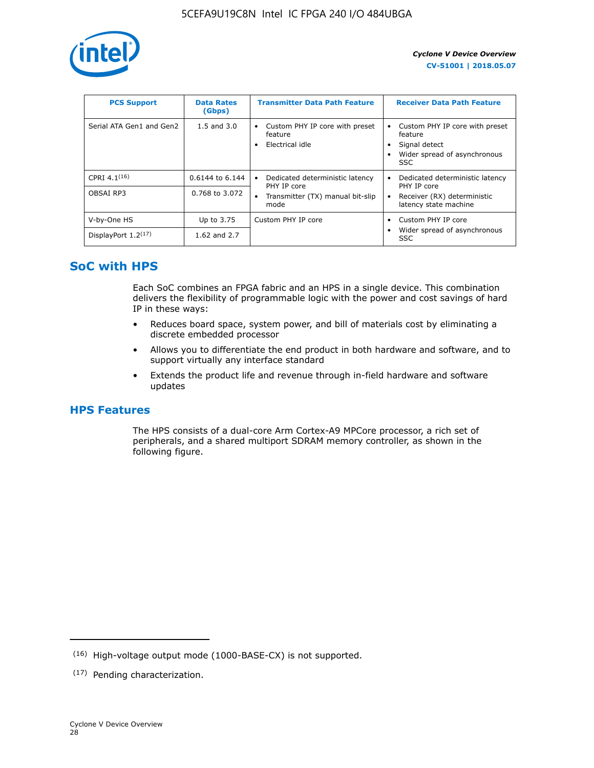| PCS Support | Data Rates (Gbps) | Transmitter Data Path Feature | Receiver Data Path Feature |
|---|---|---|---|
| Serial ATA Gen1 and Gen2 | 1.5 and 3.0 | • Custom PHY IP core with preset feature<br>• Electrical idle | • Custom PHY IP core with preset feature<br>• Signal detect<br>• Wider spread of asynchronous SSC |
| CPRI 4.1[16] | 0.6144 to 6.144 | • Dedicated deterministic latency PHY IP core<br>• Transmitter (TX) manual bit-slip mode | • Dedicated deterministic latency PHY IP core<br>• Receiver (RX) deterministic latency state machine |
| OBSAI RP3 | 0.768 to 3.072 | | |
| V-by-One HS | Up to 3.75 | Custom PHY IP core | • Custom PHY IP core<br>• Wider spread of asynchronous SSC |
| DisplayPort 1.2[17] | 1.62 and 2.7 | | |

## SoC with HPS

Each SoC combines an FPGA fabric and an HPS in a single device. This combination delivers the flexibility of programmable logic with the power and cost savings of hard IP in these ways:

- Reduces board space, system power, and bill of materials cost by eliminating a discrete embedded processor
- Allows you to differentiate the end product in both hardware and software, and to support virtually any interface standard
- Extends the product life and revenue through in-field hardware and software updates

## HPS Features

The HPS consists of a dual-core Arm Cortex-A9 MPCore processor, a rich set of peripherals, and a shared multiport SDRAM memory controller, as shown in the following figure.

(16) High-voltage output mode (1000-BASE-CX) is not supported.

(17) Pending characterization.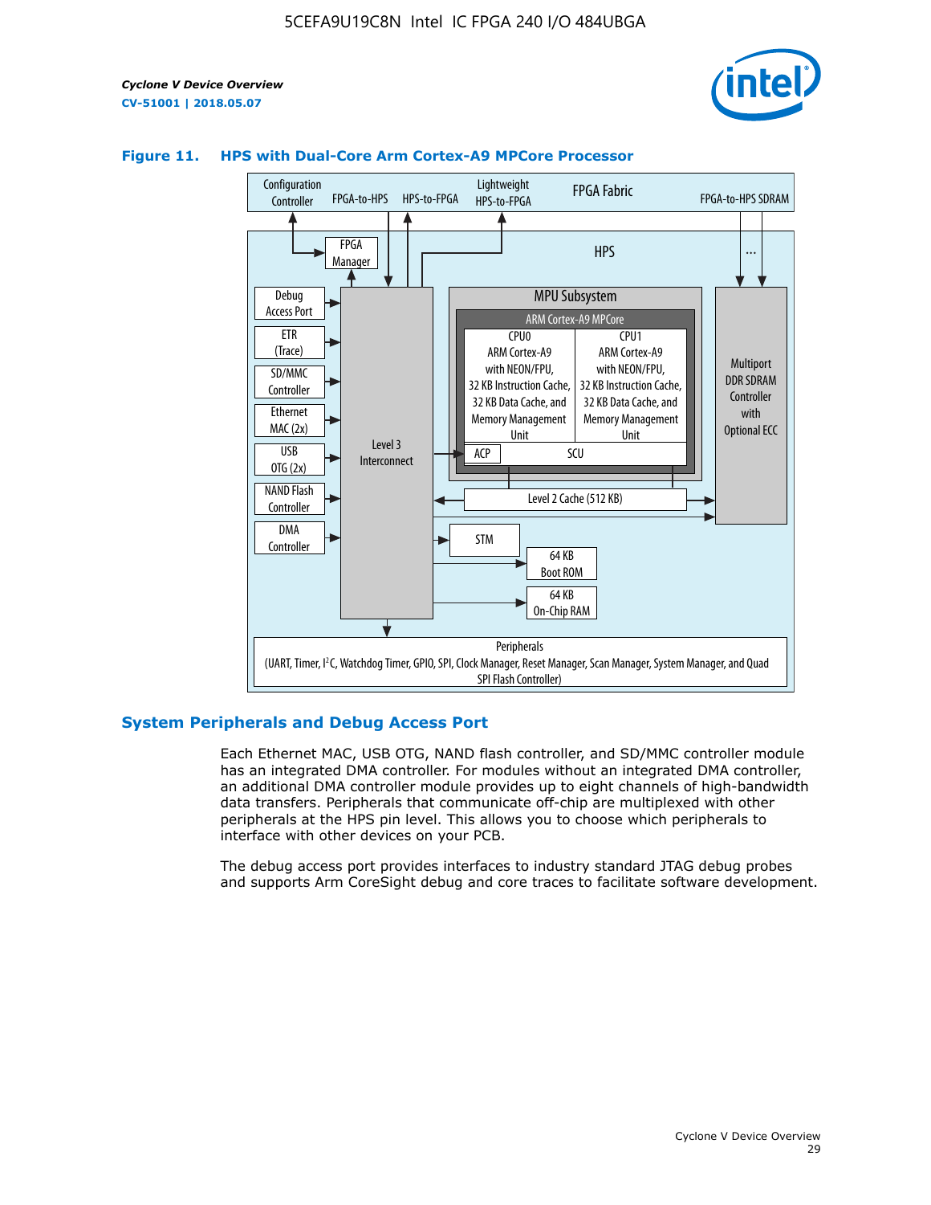**Figure 11. HPS with Dual-Core Arm Cortex-A9 MPCore Processor**

## System Peripherals and Debug Access Port

Each Ethernet MAC, USB OTG, NAND flash controller, and SD/MMC controller module has an integrated DMA controller. For modules without an integrated DMA controller, an additional DMA controller module provides up to eight channels of high-bandwidth data transfers. Peripherals that communicate off-chip are multiplexed with other peripherals at the HPS pin level. This allows you to choose which peripherals to interface with other devices on your PCB.

The debug access port provides interfaces to industry standard JTAG debug probes and supports Arm CoreSight debug and core traces to facilitate software development.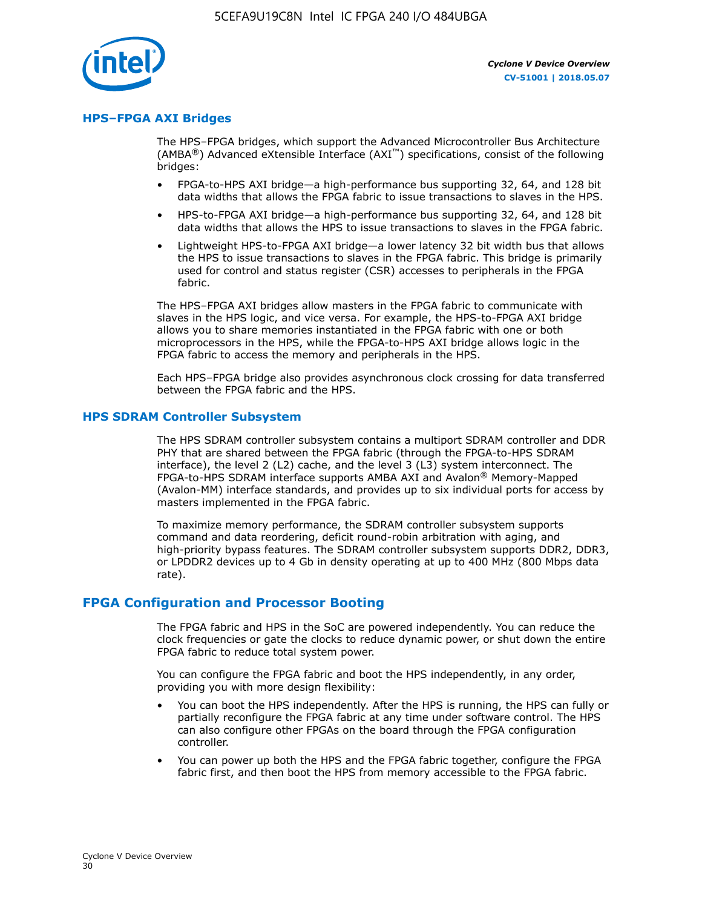## HPS–FPGA AXI Bridges

The HPS–FPGA bridges, which support the Advanced Microcontroller Bus Architecture (AMBA®) Advanced eXtensible Interface (AXI™) specifications, consist of the following bridges:

- FPGA-to-HPS AXI bridge—a high-performance bus supporting 32, 64, and 128 bit data widths that allows the FPGA fabric to issue transactions to slaves in the HPS.
- HPS-to-FPGA AXI bridge—a high-performance bus supporting 32, 64, and 128 bit data widths that allows the HPS to issue transactions to slaves in the FPGA fabric.
- Lightweight HPS-to-FPGA AXI bridge—a lower latency 32 bit width bus that allows the HPS to issue transactions to slaves in the FPGA fabric. This bridge is primarily used for control and status register (CSR) accesses to peripherals in the FPGA fabric.

The HPS–FPGA AXI bridges allow masters in the FPGA fabric to communicate with slaves in the HPS logic, and vice versa. For example, the HPS-to-FPGA AXI bridge allows you to share memories instantiated in the FPGA fabric with one or both microprocessors in the HPS, while the FPGA-to-HPS AXI bridge allows logic in the FPGA fabric to access the memory and peripherals in the HPS.

Each HPS–FPGA bridge also provides asynchronous clock crossing for data transferred between the FPGA fabric and the HPS.

## HPS SDRAM Controller Subsystem

The HPS SDRAM controller subsystem contains a multiport SDRAM controller and DDR PHY that are shared between the FPGA fabric (through the FPGA-to-HPS SDRAM interface), the level 2 (L2) cache, and the level 3 (L3) system interconnect. The FPGA-to-HPS SDRAM interface supports AMBA AXI and Avalon® Memory-Mapped (Avalon-MM) interface standards, and provides up to six individual ports for access by masters implemented in the FPGA fabric.

To maximize memory performance, the SDRAM controller subsystem supports command and data reordering, deficit round-robin arbitration with aging, and high-priority bypass features. The SDRAM controller subsystem supports DDR2, DDR3, or LPDDR2 devices up to 4 Gb in density operating at up to 400 MHz (800 Mbps data rate).

# FPGA Configuration and Processor Booting

The FPGA fabric and HPS in the SoC are powered independently. You can reduce the clock frequencies or gate the clocks to reduce dynamic power, or shut down the entire FPGA fabric to reduce total system power.

You can configure the FPGA fabric and boot the HPS independently, in any order, providing you with more design flexibility:

- You can boot the HPS independently. After the HPS is running, the HPS can fully or partially reconfigure the FPGA fabric at any time under software control. The HPS can also configure other FPGAs on the board through the FPGA configuration controller.
- You can power up both the HPS and the FPGA fabric together, configure the FPGA fabric first, and then boot the HPS from memory accessible to the FPGA fabric.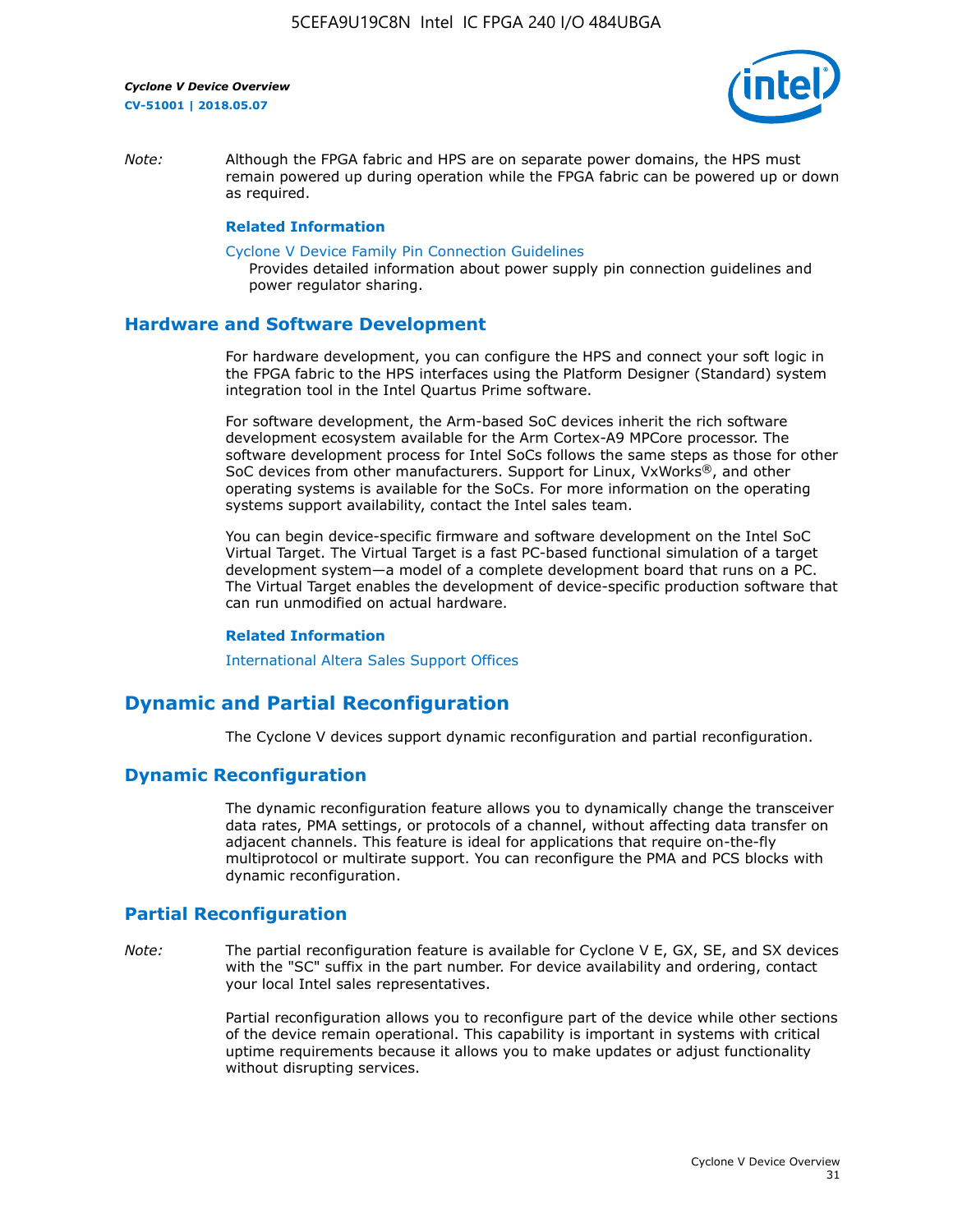*Note:* Although the FPGA fabric and HPS are on separate power domains, the HPS must remain powered up during operation while the FPGA fabric can be powered up or down as required.

**Related Information**

Cyclone V Device Family Pin Connection Guidelines
Provides detailed information about power supply pin connection guidelines and power regulator sharing.

## Hardware and Software Development

For hardware development, you can configure the HPS and connect your soft logic in the FPGA fabric to the HPS interfaces using the Platform Designer (Standard) system integration tool in the Intel Quartus Prime software.

For software development, the Arm-based SoC devices inherit the rich software development ecosystem available for the Arm Cortex-A9 MPCore processor. The software development process for Intel SoCs follows the same steps as those for other SoC devices from other manufacturers. Support for Linux, VxWorks®, and other operating systems is available for the SoCs. For more information on the operating systems support availability, contact the Intel sales team.

You can begin device-specific firmware and software development on the Intel SoC Virtual Target. The Virtual Target is a fast PC-based functional simulation of a target development system—a model of a complete development board that runs on a PC. The Virtual Target enables the development of device-specific production software that can run unmodified on actual hardware.

**Related Information**

International Altera Sales Support Offices

# Dynamic and Partial Reconfiguration

The Cyclone V devices support dynamic reconfiguration and partial reconfiguration.

## Dynamic Reconfiguration

The dynamic reconfiguration feature allows you to dynamically change the transceiver data rates, PMA settings, or protocols of a channel, without affecting data transfer on adjacent channels. This feature is ideal for applications that require on-the-fly multiprotocol or multirate support. You can reconfigure the PMA and PCS blocks with dynamic reconfiguration.

## Partial Reconfiguration

*Note:* The partial reconfiguration feature is available for Cyclone V E, GX, SE, and SX devices with the "SC" suffix in the part number. For device availability and ordering, contact your local Intel sales representatives.

Partial reconfiguration allows you to reconfigure part of the device while other sections of the device remain operational. This capability is important in systems with critical uptime requirements because it allows you to make updates or adjust functionality without disrupting services.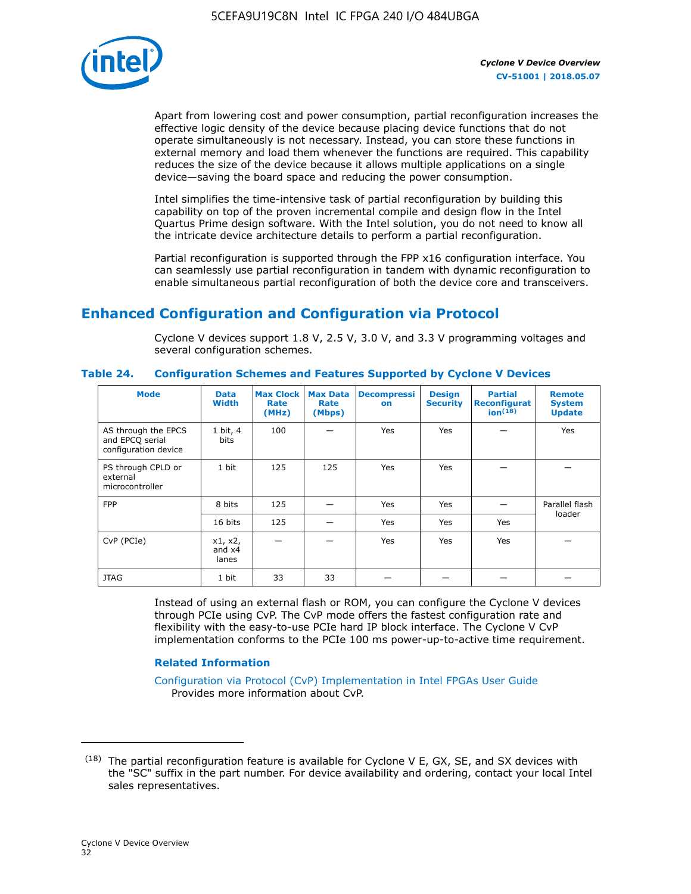Apart from lowering cost and power consumption, partial reconfiguration increases the effective logic density of the device because placing device functions that do not operate simultaneously is not necessary. Instead, you can store these functions in external memory and load them whenever the functions are required. This capability reduces the size of the device because it allows multiple applications on a single device—saving the board space and reducing the power consumption.

Intel simplifies the time-intensive task of partial reconfiguration by building this capability on top of the proven incremental compile and design flow in the Intel Quartus Prime design software. With the Intel solution, you do not need to know all the intricate device architecture details to perform a partial reconfiguration.

Partial reconfiguration is supported through the FPP x16 configuration interface. You can seamlessly use partial reconfiguration in tandem with dynamic reconfiguration to enable simultaneous partial reconfiguration of both the device core and transceivers.

## Enhanced Configuration and Configuration via Protocol

Cyclone V devices support 1.8 V, 2.5 V, 3.0 V, and 3.3 V programming voltages and several configuration schemes.

**Table 24. Configuration Schemes and Features Supported by Cyclone V Devices**

| Mode | Data Width | Max Clock Rate (MHz) | Max Data Rate (Mbps) | Decompression | Design Security | Partial Reconfiguration[18] | Remote System Update |
|---|---|---|---|---|---|---|---|
| AS through the EPCS and EPCQ serial configuration device | 1 bit, 4 bits | 100 | — | Yes | Yes | — | Yes |
| PS through CPLD or external microcontroller | 1 bit | 125 | 125 | Yes | Yes | — | — |
| FPP | 8 bits | 125 | — | Yes | Yes | — | Parallel flash loader |
| | 16 bits | 125 | — | Yes | Yes | Yes | |
| CvP (PCIe) | x1, x2, and x4 lanes | — | — | Yes | Yes | Yes | — |
| JTAG | 1 bit | 33 | 33 | — | — | — | — |

Instead of using an external flash or ROM, you can configure the Cyclone V devices through PCIe using CvP. The CvP mode offers the fastest configuration rate and flexibility with the easy-to-use PCIe hard IP block interface. The Cyclone V CvP implementation conforms to the PCIe 100 ms power-up-to-active time requirement.

### Related Information

Configuration via Protocol (CvP) Implementation in Intel FPGAs User Guide
Provides more information about CvP.

---

(18) The partial reconfiguration feature is available for Cyclone V E, GX, SE, and SX devices with the "SC" suffix in the part number. For device availability and ordering, contact your local Intel sales representatives.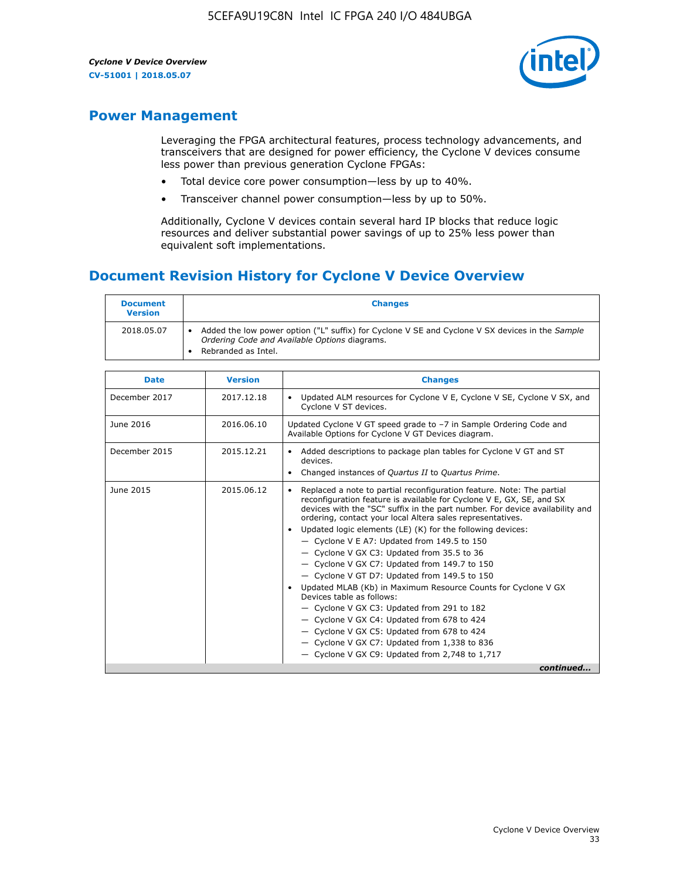## Power Management

Leveraging the FPGA architectural features, process technology advancements, and transceivers that are designed for power efficiency, the Cyclone V devices consume less power than previous generation Cyclone FPGAs:

- Total device core power consumption—less by up to 40%.
- Transceiver channel power consumption—less by up to 50%.

Additionally, Cyclone V devices contain several hard IP blocks that reduce logic resources and deliver substantial power savings of up to 25% less power than equivalent soft implementations.

## Document Revision History for Cyclone V Device Overview

| Document Version | Changes |
|---|---|
| 2018.05.07 | • Added the low power option ("L" suffix) for Cyclone V SE and Cyclone V SX devices in the *Sample Ordering Code and Available Options* diagrams.<br>• Rebranded as Intel. |

| Date | Version | Changes |
|---|---|---|
| December 2017 | 2017.12.18 | • Updated ALM resources for Cyclone V E, Cyclone V SE, Cyclone V SX, and Cyclone V ST devices. |
| June 2016 | 2016.06.10 | Updated Cyclone V GT speed grade to –7 in Sample Ordering Code and Available Options for Cyclone V GT Devices diagram. |
| December 2015 | 2015.12.21 | • Added descriptions to package plan tables for Cyclone V GT and ST devices.<br>• Changed instances of *Quartus II* to *Quartus Prime*. |
| June 2015 | 2015.06.12 | • Replaced a note to partial reconfiguration feature. Note: The partial reconfiguration feature is available for Cyclone V E, GX, SE, and SX devices with the "SC" suffix in the part number. For device availability and ordering, contact your local Altera sales representatives.<br>• Updated logic elements (LE) (K) for the following devices:<br>— Cyclone V E A7: Updated from 149.5 to 150<br>— Cyclone V GX C3: Updated from 35.5 to 36<br>— Cyclone V GX C7: Updated from 149.7 to 150<br>— Cyclone V GT D7: Updated from 149.5 to 150<br>• Updated MLAB (Kb) in Maximum Resource Counts for Cyclone V GX Devices table as follows:<br>— Cyclone V GX C3: Updated from 291 to 182<br>— Cyclone V GX C4: Updated from 678 to 424<br>— Cyclone V GX C5: Updated from 678 to 424<br>— Cyclone V GX C7: Updated from 1,338 to 836<br>— Cyclone V GX C9: Updated from 2,748 to 1,717 |

*continued...*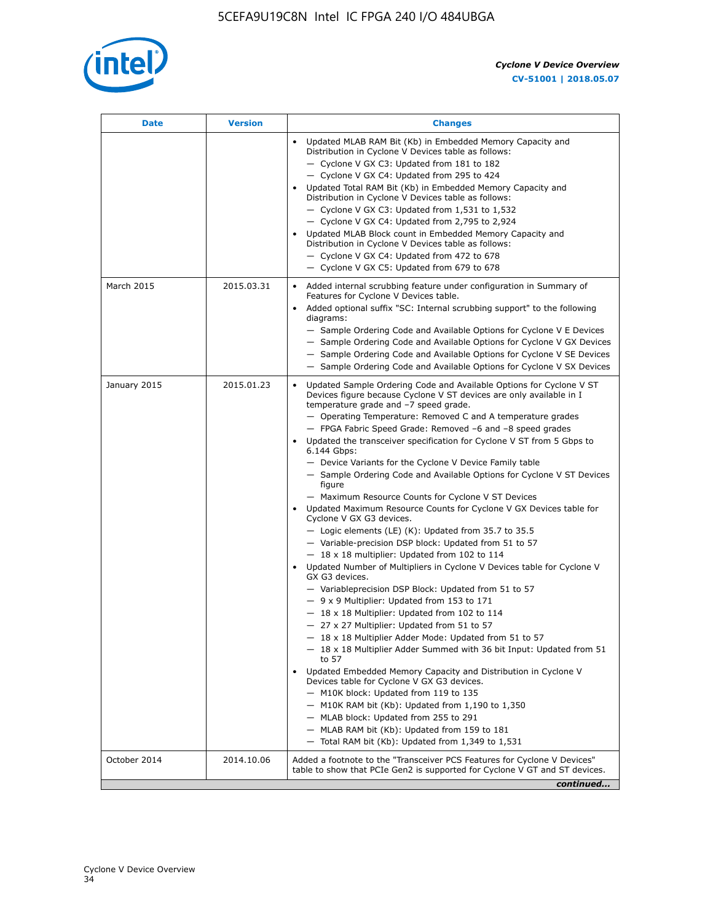| Date | Version | Changes |
| --- | --- | --- |
| | | • Updated MLAB RAM Bit (Kb) in Embedded Memory Capacity and Distribution in Cyclone V Devices table as follows:<br>— Cyclone V GX C3: Updated from 181 to 182<br>— Cyclone V GX C4: Updated from 295 to 424<br>• Updated Total RAM Bit (Kb) in Embedded Memory Capacity and Distribution in Cyclone V Devices table as follows:<br>— Cyclone V GX C3: Updated from 1,531 to 1,532<br>— Cyclone V GX C4: Updated from 2,795 to 2,924<br>• Updated MLAB Block count in Embedded Memory Capacity and Distribution in Cyclone V Devices table as follows:<br>— Cyclone V GX C4: Updated from 472 to 678<br>— Cyclone V GX C5: Updated from 679 to 678 |
| March 2015 | 2015.03.31 | • Added internal scrubbing feature under configuration in Summary of Features for Cyclone V Devices table.<br>• Added optional suffix "SC: Internal scrubbing support" to the following diagrams:<br>— Sample Ordering Code and Available Options for Cyclone V E Devices<br>— Sample Ordering Code and Available Options for Cyclone V GX Devices<br>— Sample Ordering Code and Available Options for Cyclone V SE Devices<br>— Sample Ordering Code and Available Options for Cyclone V SX Devices |
| January 2015 | 2015.01.23 | • Updated Sample Ordering Code and Available Options for Cyclone V ST Devices figure because Cyclone V ST devices are only available in I temperature grade and −7 speed grade.<br>— Operating Temperature: Removed C and A temperature grades<br>— FPGA Fabric Speed Grade: Removed −6 and −8 speed grades<br>• Updated the transceiver specification for Cyclone V ST from 5 Gbps to 6.144 Gbps:<br>— Device Variants for the Cyclone V Device Family table<br>— Sample Ordering Code and Available Options for Cyclone V ST Devices figure<br>— Maximum Resource Counts for Cyclone V ST Devices<br>• Updated Maximum Resource Counts for Cyclone V GX Devices table for Cyclone V GX G3 devices.<br>— Logic elements (LE) (K): Updated from 35.7 to 35.5<br>— Variable-precision DSP block: Updated from 51 to 57<br>— 18 x 18 multiplier: Updated from 102 to 114<br>• Updated Number of Multipliers in Cyclone V Devices table for Cyclone V GX G3 devices.<br>— Variableprecision DSP Block: Updated from 51 to 57<br>— 9 x 9 Multiplier: Updated from 153 to 171<br>— 18 x 18 Multiplier: Updated from 102 to 114<br>— 27 x 27 Multiplier: Updated from 51 to 57<br>— 18 x 18 Multiplier Adder Mode: Updated from 51 to 57<br>— 18 x 18 Multiplier Adder Summed with 36 bit Input: Updated from 51 to 57<br>• Updated Embedded Memory Capacity and Distribution in Cyclone V Devices table for Cyclone V GX G3 devices.<br>— M10K block: Updated from 119 to 135<br>— M10K RAM bit (Kb): Updated from 1,190 to 1,350<br>— MLAB block: Updated from 255 to 291<br>— MLAB RAM bit (Kb): Updated from 159 to 181<br>— Total RAM bit (Kb): Updated from 1,349 to 1,531 |
| October 2014 | 2014.10.06 | Added a footnote to the "Transceiver PCS Features for Cyclone V Devices" table to show that PCIe Gen2 is supported for Cyclone V GT and ST devices. |

*continued...*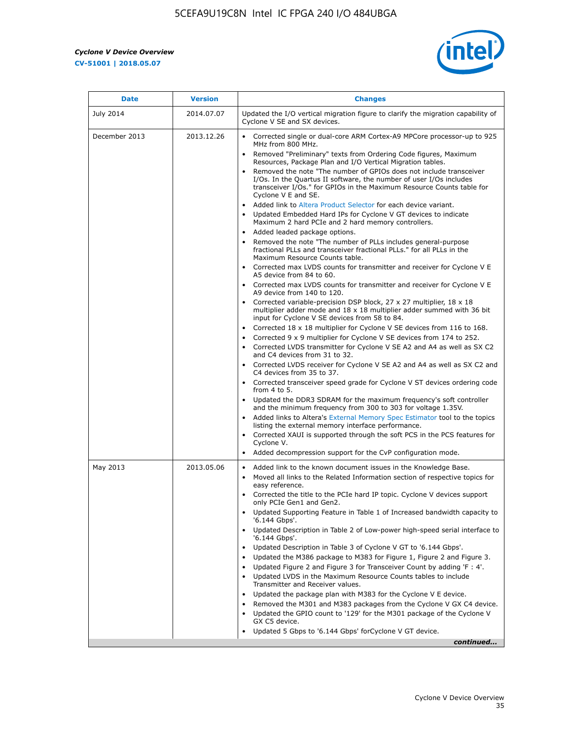| Date | Version | Changes |
| --- | --- | --- |
| July 2014 | 2014.07.07 | Updated the I/O vertical migration figure to clarify the migration capability of Cyclone V SE and SX devices. |
| December 2013 | 2013.12.26 | • Corrected single or dual-core ARM Cortex-A9 MPCore processor-up to 925 MHz from 800 MHz.<br>• Removed "Preliminary" texts from Ordering Code figures, Maximum Resources, Package Plan and I/O Vertical Migration tables.<br>• Removed the note "The number of GPIOs does not include transceiver I/Os. In the Quartus II software, the number of user I/Os includes transceiver I/Os." for GPIOs in the Maximum Resource Counts table for Cyclone V E and SE.<br>• Added link to Altera Product Selector for each device variant.<br>• Updated Embedded Hard IPs for Cyclone V GT devices to indicate Maximum 2 hard PCIe and 2 hard memory controllers.<br>• Added leaded package options.<br>• Removed the note "The number of PLLs includes general-purpose fractional PLLs and transceiver fractional PLLs." for all PLLs in the Maximum Resource Counts table.<br>• Corrected max LVDS counts for transmitter and receiver for Cyclone V E A5 device from 84 to 60.<br>• Corrected max LVDS counts for transmitter and receiver for Cyclone V E A9 device from 140 to 120.<br>• Corrected variable-precision DSP block, 27 x 27 multiplier, 18 x 18 multiplier adder mode and 18 x 18 multiplier adder summed with 36 bit input for Cyclone V SE devices from 58 to 84.<br>• Corrected 18 x 18 multiplier for Cyclone V SE devices from 116 to 168.<br>• Corrected 9 x 9 multiplier for Cyclone V SE devices from 174 to 252.<br>• Corrected LVDS transmitter for Cyclone V SE A2 and A4 as well as SX C2 and C4 devices from 31 to 32.<br>• Corrected LVDS receiver for Cyclone V SE A2 and A4 as well as SX C2 and C4 devices from 35 to 37.<br>• Corrected transceiver speed grade for Cyclone V ST devices ordering code from 4 to 5.<br>• Updated the DDR3 SDRAM for the maximum frequency's soft controller and the minimum frequency from 300 to 303 for voltage 1.35V.<br>• Added links to Altera's External Memory Spec Estimator tool to the topics listing the external memory interface performance.<br>• Corrected XAUI is supported through the soft PCS in the PCS features for Cyclone V.<br>• Added decompression support for the CvP configuration mode. |
| May 2013 | 2013.05.06 | • Added link to the known document issues in the Knowledge Base.<br>• Moved all links to the Related Information section of respective topics for easy reference.<br>• Corrected the title to the PCIe hard IP topic. Cyclone V devices support only PCIe Gen1 and Gen2.<br>• Updated Supporting Feature in Table 1 of Increased bandwidth capacity to '6.144 Gbps'.<br>• Updated Description in Table 2 of Low-power high-speed serial interface to '6.144 Gbps'.<br>• Updated Description in Table 3 of Cyclone V GT to '6.144 Gbps'.<br>• Updated the M386 package to M383 for Figure 1, Figure 2 and Figure 3.<br>• Updated Figure 2 and Figure 3 for Transceiver Count by adding 'F : 4'.<br>• Updated LVDS in the Maximum Resource Counts tables to include Transmitter and Receiver values.<br>• Updated the package plan with M383 for the Cyclone V E device.<br>• Removed the M301 and M383 packages from the Cyclone V GX C4 device.<br>• Updated the GPIO count to '129' for the M301 package of the Cyclone V GX C5 device.<br>• Updated 5 Gbps to '6.144 Gbps' forCyclone V GT device. |

*continued...*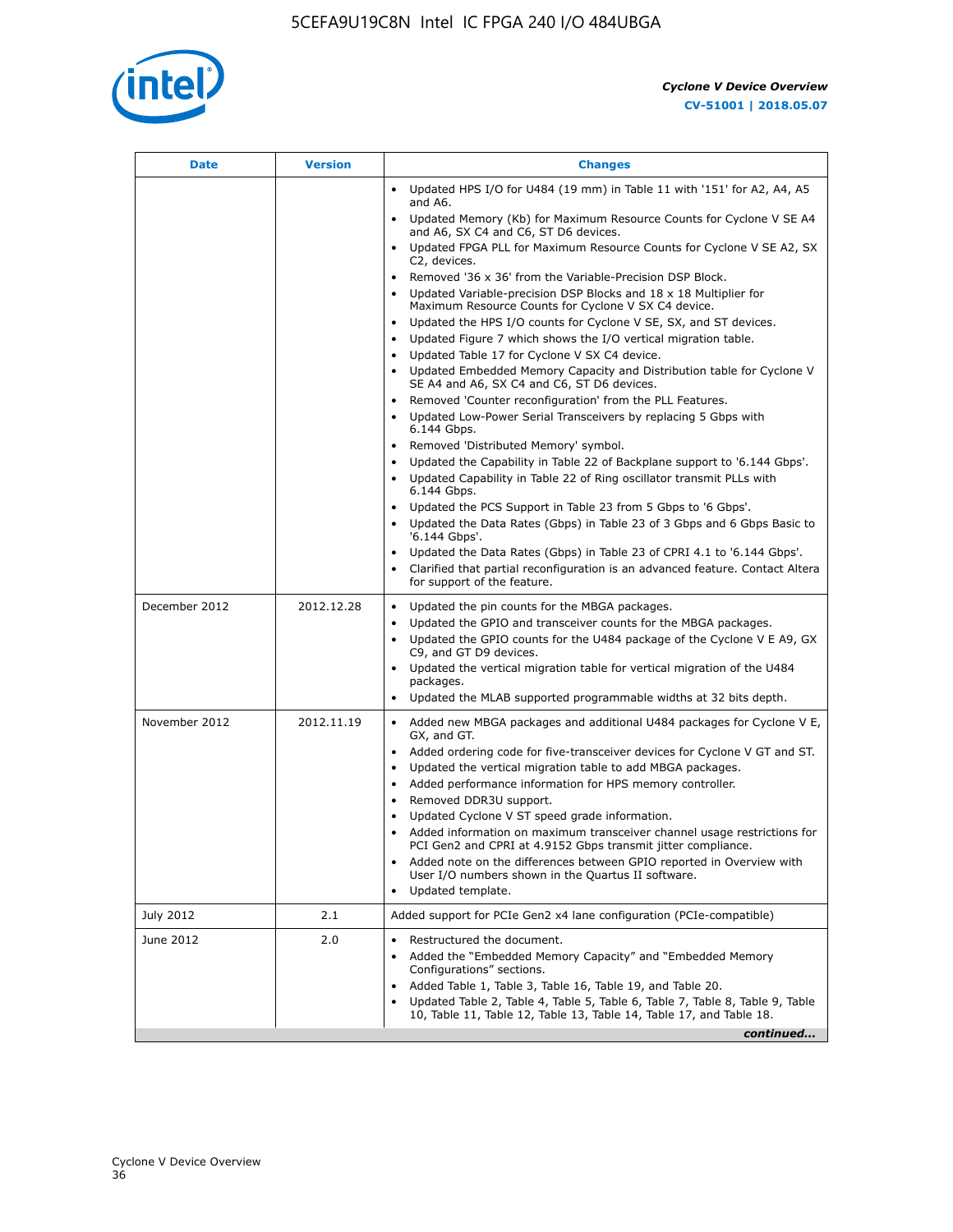| Date | Version | Changes |
| --- | --- | --- |
| | | • Updated HPS I/O for U484 (19 mm) in Table 11 with '151' for A2, A4, A5 and A6. • Updated Memory (Kb) for Maximum Resource Counts for Cyclone V SE A4 and A6, SX C4 and C6, ST D6 devices. • Updated FPGA PLL for Maximum Resource Counts for Cyclone V SE A2, SX C2, devices. • Removed '36 x 36' from the Variable-Precision DSP Block. • Updated Variable-precision DSP Blocks and 18 x 18 Multiplier for Maximum Resource Counts for Cyclone V SX C4 device. • Updated the HPS I/O counts for Cyclone V SE, SX, and ST devices. • Updated Figure 7 which shows the I/O vertical migration table. • Updated Table 17 for Cyclone V SX C4 device. • Updated Embedded Memory Capacity and Distribution table for Cyclone V SE A4 and A6, SX C4 and C6, ST D6 devices. • Removed 'Counter reconfiguration' from the PLL Features. • Updated Low-Power Serial Transceivers by replacing 5 Gbps with 6.144 Gbps. • Removed 'Distributed Memory' symbol. • Updated the Capability in Table 22 of Backplane support to '6.144 Gbps'. • Updated Capability in Table 22 of Ring oscillator transmit PLLs with 6.144 Gbps. • Updated the PCS Support in Table 23 from 5 Gbps to '6 Gbps'. • Updated the Data Rates (Gbps) in Table 23 of 3 Gbps and 6 Gbps Basic to '6.144 Gbps'. • Updated the Data Rates (Gbps) in Table 23 of CPRI 4.1 to '6.144 Gbps'. • Clarified that partial reconfiguration is an advanced feature. Contact Altera for support of the feature. |
| December 2012 | 2012.12.28 | • Updated the pin counts for the MBGA packages. • Updated the GPIO and transceiver counts for the MBGA packages. • Updated the GPIO counts for the U484 package of the Cyclone V E A9, GX C9, and GT D9 devices. • Updated the vertical migration table for vertical migration of the U484 packages. • Updated the MLAB supported programmable widths at 32 bits depth. |
| November 2012 | 2012.11.19 | • Added new MBGA packages and additional U484 packages for Cyclone V E, GX, and GT. • Added ordering code for five-transceiver devices for Cyclone V GT and ST. • Updated the vertical migration table to add MBGA packages. • Added performance information for HPS memory controller. • Removed DDR3U support. • Updated Cyclone V ST speed grade information. • Added information on maximum transceiver channel usage restrictions for PCI Gen2 and CPRI at 4.9152 Gbps transmit jitter compliance. • Added note on the differences between GPIO reported in Overview with User I/O numbers shown in the Quartus II software. • Updated template. |
| July 2012 | 2.1 | Added support for PCIe Gen2 x4 lane configuration (PCIe-compatible) |
| June 2012 | 2.0 | • Restructured the document. • Added the "Embedded Memory Capacity" and "Embedded Memory Configurations" sections. • Added Table 1, Table 3, Table 16, Table 19, and Table 20. • Updated Table 2, Table 4, Table 5, Table 6, Table 7, Table 8, Table 9, Table 10, Table 11, Table 12, Table 13, Table 14, Table 17, and Table 18. |

*continued...*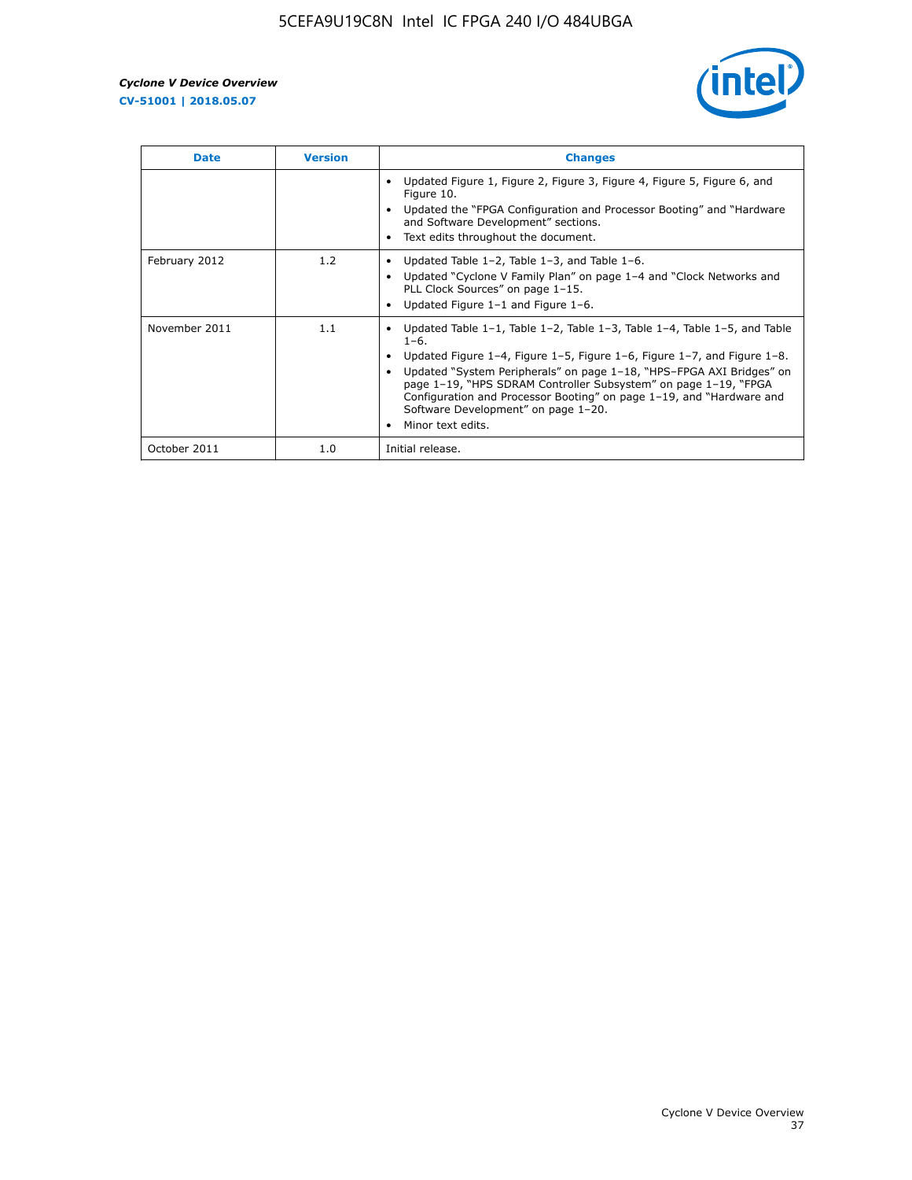| Date | Version | Changes |
|---|---|---|
| | | • Updated Figure 1, Figure 2, Figure 3, Figure 4, Figure 5, Figure 6, and Figure 10.<br>• Updated the "FPGA Configuration and Processor Booting" and "Hardware and Software Development" sections.<br>• Text edits throughout the document. |
| February 2012 | 1.2 | • Updated Table 1–2, Table 1–3, and Table 1–6.<br>• Updated "Cyclone V Family Plan" on page 1–4 and "Clock Networks and PLL Clock Sources" on page 1–15.<br>• Updated Figure 1–1 and Figure 1–6. |
| November 2011 | 1.1 | • Updated Table 1–1, Table 1–2, Table 1–3, Table 1–4, Table 1–5, and Table 1–6.<br>• Updated Figure 1–4, Figure 1–5, Figure 1–6, Figure 1–7, and Figure 1–8.<br>• Updated "System Peripherals" on page 1–18, "HPS–FPGA AXI Bridges" on page 1–19, "HPS SDRAM Controller Subsystem" on page 1–19, "FPGA Configuration and Processor Booting" on page 1–19, and "Hardware and Software Development" on page 1–20.<br>• Minor text edits. |
| October 2011 | 1.0 | Initial release. |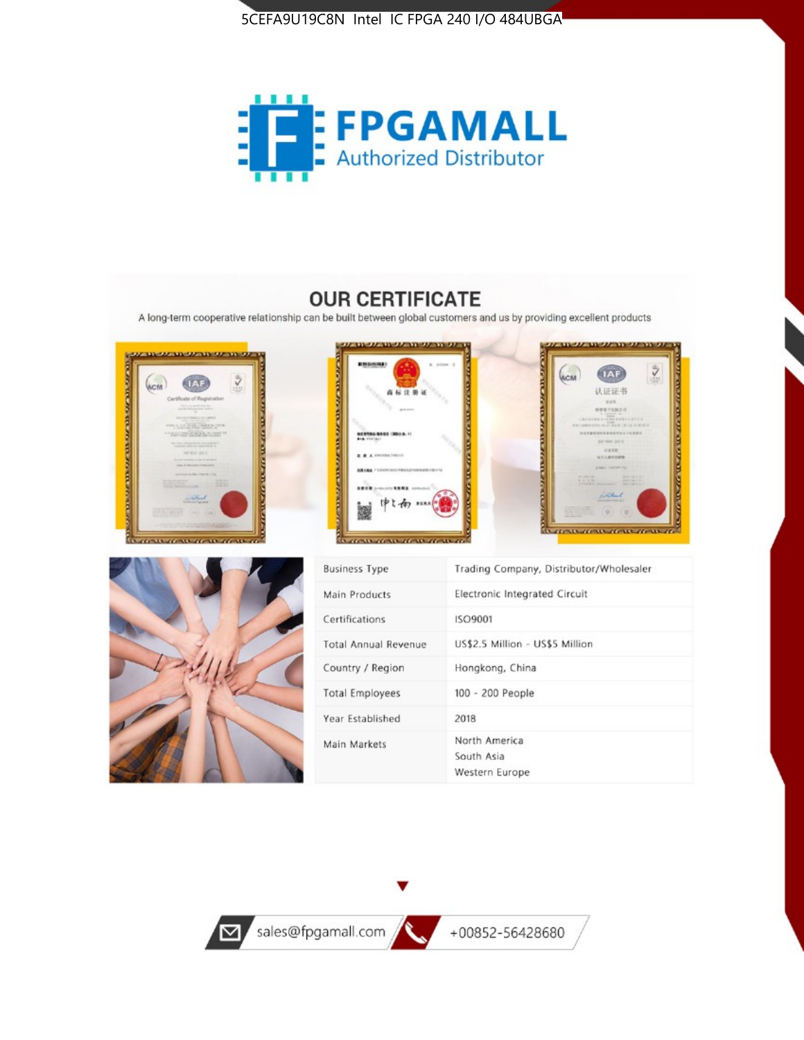FPGAMALL
Authorized Distributor

## OUR CERTIFICATE

A long-term cooperative relationship can be built between global customers and us by providing excellent products

| | |
|---|---|
| Business Type | Trading Company, Distributor/Wholesaler |
| Main Products | Electronic Integrated Circuit |
| Certifications | ISO9001 |
| Total Annual Revenue | US$2.5 Million - US$5 Million |
| Country / Region | Hongkong, China |
| Total Employees | 100 - 200 People |
| Year Established | 2018 |
| Main Markets | North America<br>South Asia<br>Western Europe |

sales@fpgamall.com

+00852-56428680